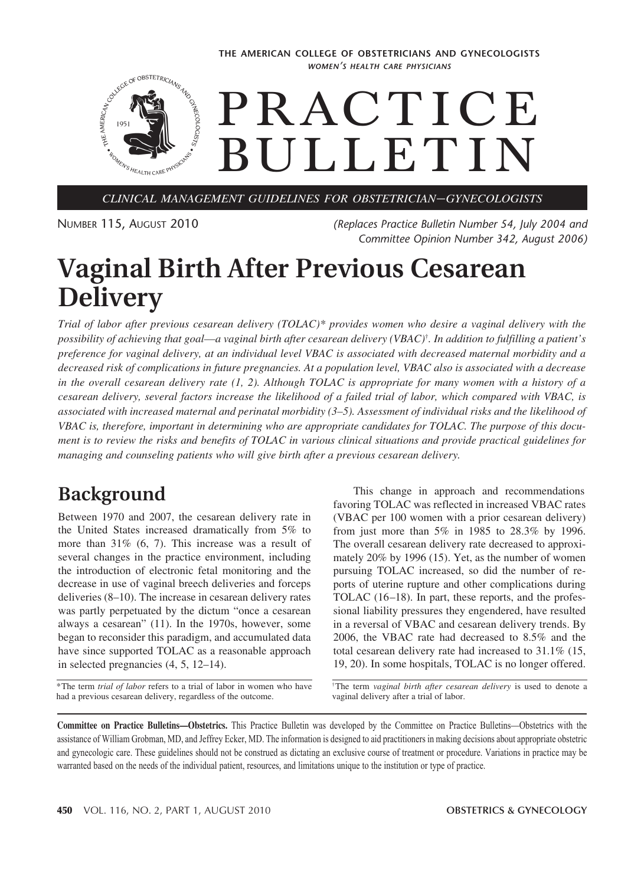THE AMERICAN COLLEGE OF OBSTETRICIANS AND GYNECOLOGISTS
*WOMEN'S HEALTH CARE PHYSICIANS*

# PRACTICE BULLETIN

*CLINICAL MANAGEMENT GUIDELINES FOR OBSTETRICIAN–GYNECOLOGISTS*

NUMBER 115, AUGUST 2010

*(Replaces Practice Bulletin Number 54, July 2004 and Committee Opinion Number 342, August 2006)*

# Vaginal Birth After Previous Cesarean Delivery

*Trial of labor after previous cesarean delivery (TOLAC)\* provides women who desire a vaginal delivery with the possibility of achieving that goal—a vaginal birth after cesarean delivery (VBAC)†. In addition to fulfilling a patient's preference for vaginal delivery, at an individual level VBAC is associated with decreased maternal morbidity and a decreased risk of complications in future pregnancies. At a population level, VBAC also is associated with a decrease in the overall cesarean delivery rate (1, 2). Although TOLAC is appropriate for many women with a history of a cesarean delivery, several factors increase the likelihood of a failed trial of labor, which compared with VBAC, is associated with increased maternal and perinatal morbidity (3–5). Assessment of individual risks and the likelihood of VBAC is, therefore, important in determining who are appropriate candidates for TOLAC. The purpose of this document is to review the risks and benefits of TOLAC in various clinical situations and provide practical guidelines for managing and counseling patients who will give birth after a previous cesarean delivery.*

## Background

Between 1970 and 2007, the cesarean delivery rate in the United States increased dramatically from 5% to more than 31% (6, 7). This increase was a result of several changes in the practice environment, including the introduction of electronic fetal monitoring and the decrease in use of vaginal breech deliveries and forceps deliveries (8–10). The increase in cesarean delivery rates was partly perpetuated by the dictum "once a cesarean always a cesarean" (11). In the 1970s, however, some began to reconsider this paradigm, and accumulated data have since supported TOLAC as a reasonable approach in selected pregnancies (4, 5, 12–14).

This change in approach and recommendations favoring TOLAC was reflected in increased VBAC rates (VBAC per 100 women with a prior cesarean delivery) from just more than 5% in 1985 to 28.3% by 1996. The overall cesarean delivery rate decreased to approximately 20% by 1996 (15). Yet, as the number of women pursuing TOLAC increased, so did the number of reports of uterine rupture and other complications during TOLAC (16–18). In part, these reports, and the professional liability pressures they engendered, have resulted in a reversal of VBAC and cesarean delivery trends. By 2006, the VBAC rate had decreased to 8.5% and the total cesarean delivery rate had increased to 31.1% (15, 19, 20). In some hospitals, TOLAC is no longer offered.

\*The term *trial of labor* refers to a trial of labor in women who have had a previous cesarean delivery, regardless of the outcome.

†The term *vaginal birth after cesarean delivery* is used to denote a vaginal delivery after a trial of labor.

**Committee on Practice Bulletins—Obstetrics.** This Practice Bulletin was developed by the Committee on Practice Bulletins—Obstetrics with the assistance of William Grobman, MD, and Jeffrey Ecker, MD. The information is designed to aid practitioners in making decisions about appropriate obstetric and gynecologic care. These guidelines should not be construed as dictating an exclusive course of treatment or procedure. Variations in practice may be warranted based on the needs of the individual patient, resources, and limitations unique to the institution or type of practice.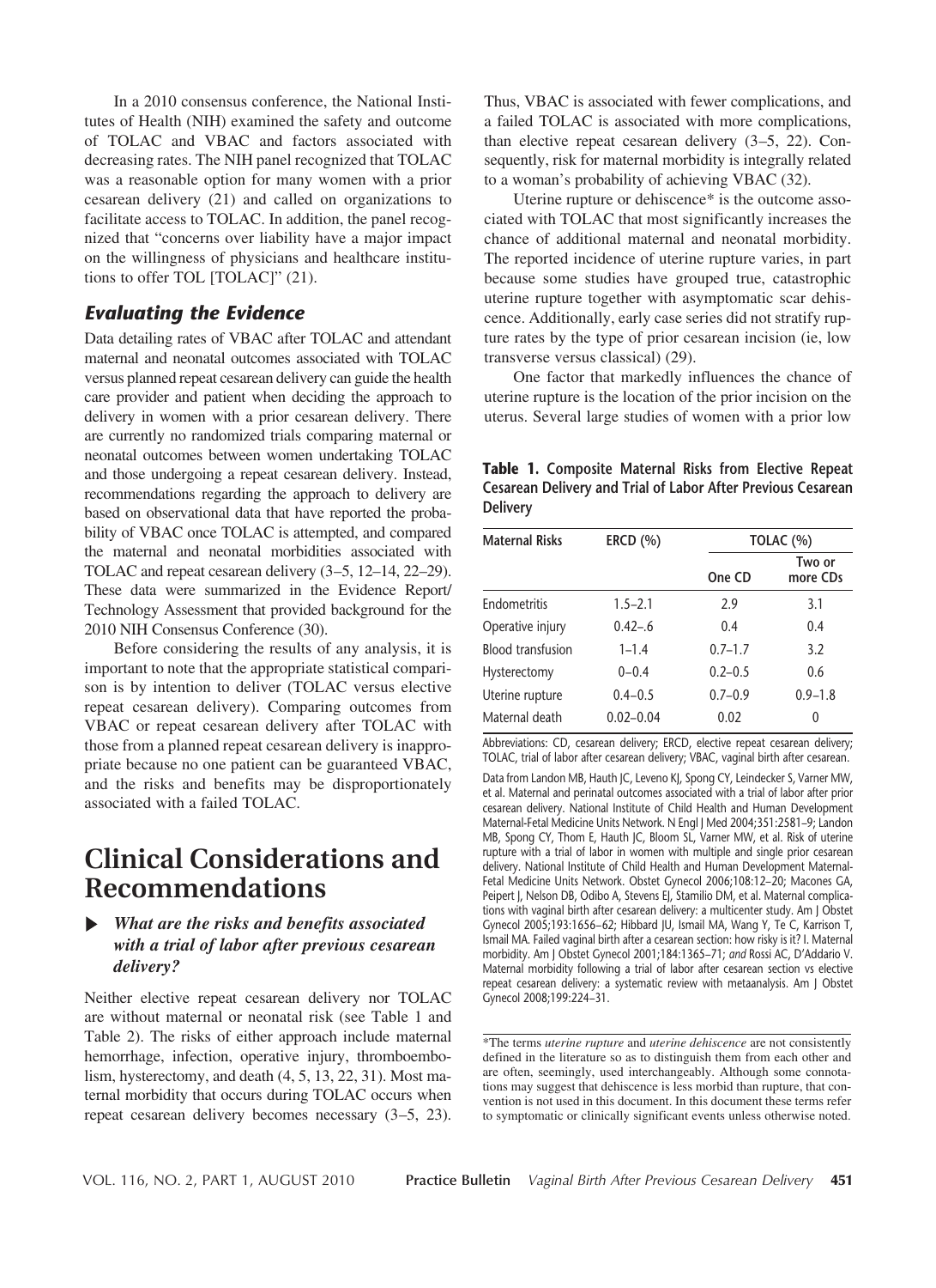In a 2010 consensus conference, the National Institutes of Health (NIH) examined the safety and outcome of TOLAC and VBAC and factors associated with decreasing rates. The NIH panel recognized that TOLAC was a reasonable option for many women with a prior cesarean delivery (21) and called on organizations to facilitate access to TOLAC. In addition, the panel recognized that "concerns over liability have a major impact on the willingness of physicians and healthcare institutions to offer TOL [TOLAC]" (21).

### *Evaluating the Evidence*

Data detailing rates of VBAC after TOLAC and attendant maternal and neonatal outcomes associated with TOLAC versus planned repeat cesarean delivery can guide the health care provider and patient when deciding the approach to delivery in women with a prior cesarean delivery. There are currently no randomized trials comparing maternal or neonatal outcomes between women undertaking TOLAC and those undergoing a repeat cesarean delivery. Instead, recommendations regarding the approach to delivery are based on observational data that have reported the probability of VBAC once TOLAC is attempted, and compared the maternal and neonatal morbidities associated with TOLAC and repeat cesarean delivery (3–5, 12–14, 22–29). These data were summarized in the Evidence Report/Technology Assessment that provided background for the 2010 NIH Consensus Conference (30).

Before considering the results of any analysis, it is important to note that the appropriate statistical comparison is by intention to deliver (TOLAC versus elective repeat cesarean delivery). Comparing outcomes from VBAC or repeat cesarean delivery after TOLAC with those from a planned repeat cesarean delivery is inappropriate because no one patient can be guaranteed VBAC, and the risks and benefits may be disproportionately associated with a failed TOLAC.

# Clinical Considerations and Recommendations

▶ ***What are the risks and benefits associated with a trial of labor after previous cesarean delivery?***

Neither elective repeat cesarean delivery nor TOLAC are without maternal or neonatal risk (see Table 1 and Table 2). The risks of either approach include maternal hemorrhage, infection, operative injury, thromboembolism, hysterectomy, and death (4, 5, 13, 22, 31). Most maternal morbidity that occurs during TOLAC occurs when repeat cesarean delivery becomes necessary (3–5, 23). Thus, VBAC is associated with fewer complications, and a failed TOLAC is associated with more complications, than elective repeat cesarean delivery (3–5, 22). Consequently, risk for maternal morbidity is integrally related to a woman's probability of achieving VBAC (32).

Uterine rupture or dehiscence* is the outcome associated with TOLAC that most significantly increases the chance of additional maternal and neonatal morbidity. The reported incidence of uterine rupture varies, in part because some studies have grouped true, catastrophic uterine rupture together with asymptomatic scar dehiscence. Additionally, early case series did not stratify rupture rates by the type of prior cesarean incision (ie, low transverse versus classical) (29).

One factor that markedly influences the chance of uterine rupture is the location of the prior incision on the uterus. Several large studies of women with a prior low

**Table 1. Composite Maternal Risks from Elective Repeat Cesarean Delivery and Trial of Labor After Previous Cesarean Delivery**

| Maternal Risks | ERCD (%) | TOLAC (%) | |
|---|---|---|---|
| | | One CD | Two or more CDs |
| Endometritis | 1.5–2.1 | 2.9 | 3.1 |
| Operative injury | 0.42–.6 | 0.4 | 0.4 |
| Blood transfusion | 1–1.4 | 0.7–1.7 | 3.2 |
| Hysterectomy | 0–0.4 | 0.2–0.5 | 0.6 |
| Uterine rupture | 0.4–0.5 | 0.7–0.9 | 0.9–1.8 |
| Maternal death | 0.02–0.04 | 0.02 | 0 |

Abbreviations: CD, cesarean delivery; ERCD, elective repeat cesarean delivery; TOLAC, trial of labor after cesarean delivery; VBAC, vaginal birth after cesarean.

Data from Landon MB, Hauth JC, Leveno KJ, Spong CY, Leindecker S, Varner MW, et al. Maternal and perinatal outcomes associated with a trial of labor after prior cesarean delivery. National Institute of Child Health and Human Development Maternal-Fetal Medicine Units Network. N Engl J Med 2004;351:2581–9; Landon MB, Spong CY, Thom E, Hauth JC, Bloom SL, Varner MW, et al. Risk of uterine rupture with a trial of labor in women with multiple and single prior cesarean delivery. National Institute of Child Health and Human Development Maternal-Fetal Medicine Units Network. Obstet Gynecol 2006;108:12–20; Macones GA, Peipert J, Nelson DB, Odibo A, Stevens EJ, Stamilio DM, et al. Maternal complications with vaginal birth after cesarean delivery: a multicenter study. Am J Obstet Gynecol 2005;193:1656–62; Hibbard JU, Ismail MA, Wang Y, Te C, Karrison T, Ismail MA. Failed vaginal birth after a cesarean section: how risky is it? I. Maternal morbidity. Am J Obstet Gynecol 2001;184:1365–71; *and* Rossi AC, D'Addario V. Maternal morbidity following a trial of labor after cesarean section vs elective repeat cesarean delivery: a systematic review with metaanalysis. Am J Obstet Gynecol 2008;199:224–31.

*The terms *uterine rupture* and *uterine dehiscence* are not consistently defined in the literature so as to distinguish them from each other and are often, seemingly, used interchangeably. Although some connotations may suggest that dehiscence is less morbid than rupture, that convention is not used in this document. In this document these terms refer to symptomatic or clinically significant events unless otherwise noted.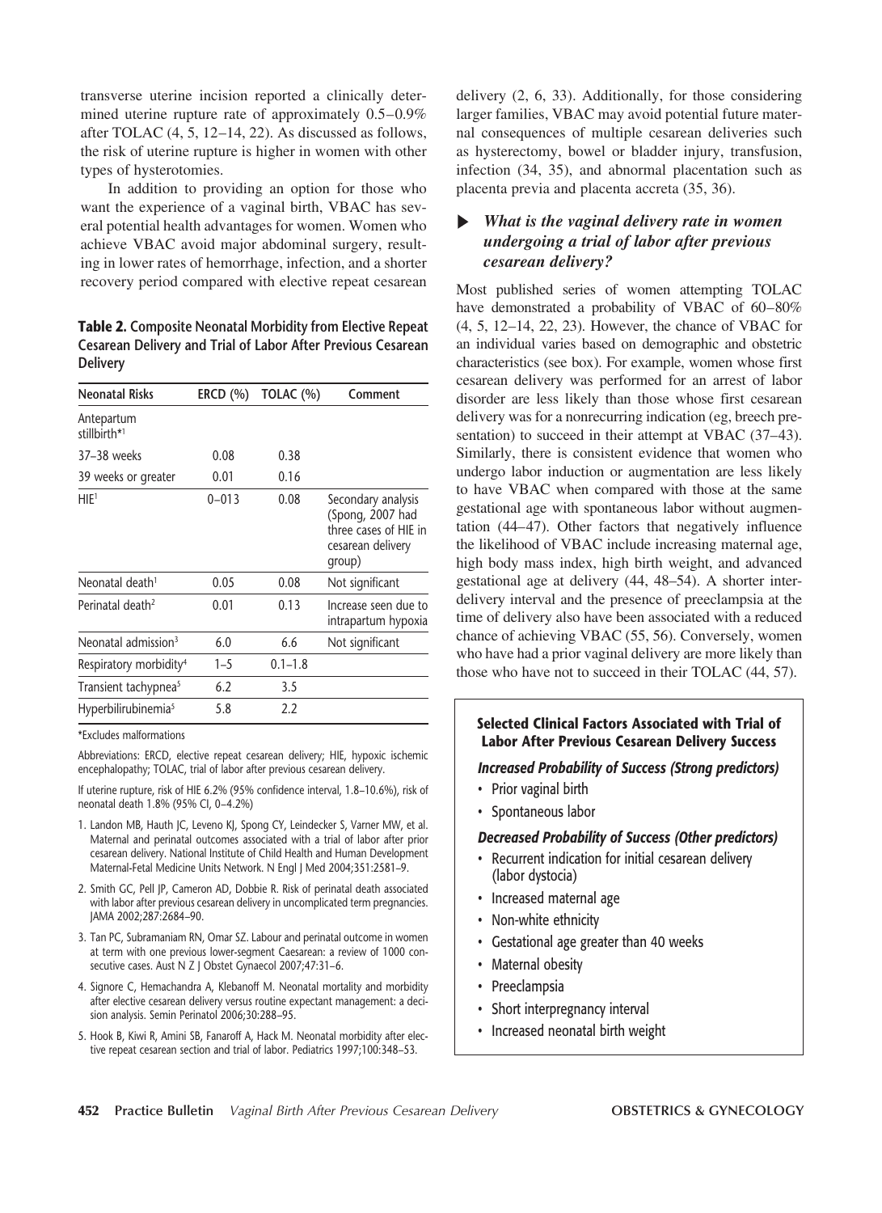transverse uterine incision reported a clinically determined uterine rupture rate of approximately 0.5–0.9% after TOLAC (4, 5, 12–14, 22). As discussed as follows, the risk of uterine rupture is higher in women with other types of hysterotomies.

In addition to providing an option for those who want the experience of a vaginal birth, VBAC has several potential health advantages for women. Women who achieve VBAC avoid major abdominal surgery, resulting in lower rates of hemorrhage, infection, and a shorter recovery period compared with elective repeat cesarean delivery (2, 6, 33). Additionally, for those considering larger families, VBAC may avoid potential future maternal consequences of multiple cesarean deliveries such as hysterectomy, bowel or bladder injury, transfusion, infection (34, 35), and abnormal placentation such as placenta previa and placenta accreta (35, 36).

**Table 2. Composite Neonatal Morbidity from Elective Repeat Cesarean Delivery and Trial of Labor After Previous Cesarean Delivery**

| Neonatal Risks | ERCD (%) | TOLAC (%) | Comment |
|---|---|---|---|
| Antepartum stillbirth*[1] | | | |
| 37–38 weeks | 0.08 | 0.38 | |
| 39 weeks or greater | 0.01 | 0.16 | |
| HIE[1] | 0–013 | 0.08 | Secondary analysis (Spong, 2007 had three cases of HIE in cesarean delivery group) |
| Neonatal death[1] | 0.05 | 0.08 | Not significant |
| Perinatal death[2] | 0.01 | 0.13 | Increase seen due to intrapartum hypoxia |
| Neonatal admission[3] | 6.0 | 6.6 | Not significant |
| Respiratory morbidity[4] | 1–5 | 0.1–1.8 | |
| Transient tachypnea[5] | 6.2 | 3.5 | |
| Hyperbilirubinemia[5] | 5.8 | 2.2 | |

*Excludes malformations

Abbreviations: ERCD, elective repeat cesarean delivery; HIE, hypoxic ischemic encephalopathy; TOLAC, trial of labor after previous cesarean delivery.

If uterine rupture, risk of HIE 6.2% (95% confidence interval, 1.8–10.6%), risk of neonatal death 1.8% (95% CI, 0–4.2%)

1. Landon MB, Hauth JC, Leveno KJ, Spong CY, Leindecker S, Varner MW, et al. Maternal and perinatal outcomes associated with a trial of labor after prior cesarean delivery. National Institute of Child Health and Human Development Maternal-Fetal Medicine Units Network. N Engl J Med 2004;351:2581–9.
2. Smith GC, Pell JP, Cameron AD, Dobbie R. Risk of perinatal death associated with labor after previous cesarean delivery in uncomplicated term pregnancies. JAMA 2002;287:2684–90.
3. Tan PC, Subramaniam RN, Omar SZ. Labour and perinatal outcome in women at term with one previous lower-segment Caesarean: a review of 1000 consecutive cases. Aust N Z J Obstet Gynaecol 2007;47:31–6.
4. Signore C, Hemachandra A, Klebanoff M. Neonatal mortality and morbidity after elective cesarean delivery versus routine expectant management: a decision analysis. Semin Perinatol 2006;30:288–95.
5. Hook B, Kiwi R, Amini SB, Fanaroff A, Hack M. Neonatal morbidity after elective repeat cesarean section and trial of labor. Pediatrics 1997;100:348–53.

### ▶ *What is the vaginal delivery rate in women undergoing a trial of labor after previous cesarean delivery?*

Most published series of women attempting TOLAC have demonstrated a probability of VBAC of 60–80% (4, 5, 12–14, 22, 23). However, the chance of VBAC for an individual varies based on demographic and obstetric characteristics (see box). For example, women whose first cesarean delivery was performed for an arrest of labor disorder are less likely than those whose first cesarean delivery was for a nonrecurring indication (eg, breech presentation) to succeed in their attempt at VBAC (37–43). Similarly, there is consistent evidence that women who undergo labor induction or augmentation are less likely to have VBAC when compared with those at the same gestational age with spontaneous labor without augmentation (44–47). Other factors that negatively influence the likelihood of VBAC include increasing maternal age, high body mass index, high birth weight, and advanced gestational age at delivery (44, 48–54). A shorter interdelivery interval and the presence of preeclampsia at the time of delivery also have been associated with a reduced chance of achieving VBAC (55, 56). Conversely, women who have had a prior vaginal delivery are more likely than those who have not to succeed in their TOLAC (44, 57).

**Selected Clinical Factors Associated with Trial of Labor After Previous Cesarean Delivery Success**

***Increased Probability of Success (Strong predictors)***

- Prior vaginal birth
- Spontaneous labor

***Decreased Probability of Success (Other predictors)***

- Recurrent indication for initial cesarean delivery (labor dystocia)
- Increased maternal age
- Non-white ethnicity
- Gestational age greater than 40 weeks
- Maternal obesity
- Preeclampsia
- Short interpregnancy interval
- Increased neonatal birth weight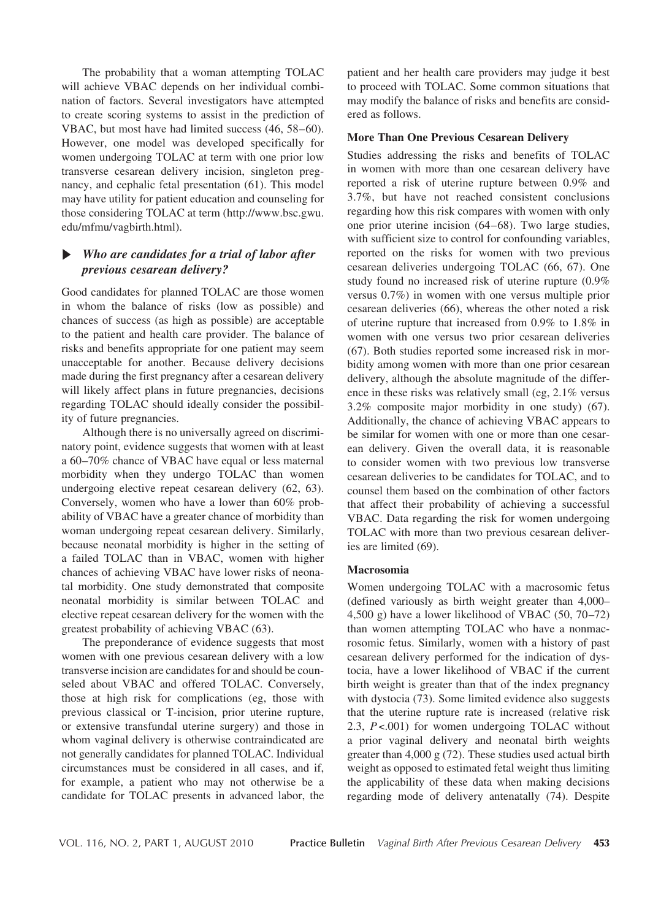The probability that a woman attempting TOLAC will achieve VBAC depends on her individual combination of factors. Several investigators have attempted to create scoring systems to assist in the prediction of VBAC, but most have had limited success (46, 58–60). However, one model was developed specifically for women undergoing TOLAC at term with one prior low transverse cesarean delivery incision, singleton pregnancy, and cephalic fetal presentation (61). This model may have utility for patient education and counseling for those considering TOLAC at term (http://www.bsc.gwu.edu/mfmu/vagbirth.html).

### ▶ *Who are candidates for a trial of labor after previous cesarean delivery?*

Good candidates for planned TOLAC are those women in whom the balance of risks (low as possible) and chances of success (as high as possible) are acceptable to the patient and health care provider. The balance of risks and benefits appropriate for one patient may seem unacceptable for another. Because delivery decisions made during the first pregnancy after a cesarean delivery will likely affect plans in future pregnancies, decisions regarding TOLAC should ideally consider the possibility of future pregnancies.

Although there is no universally agreed on discriminatory point, evidence suggests that women with at least a 60–70% chance of VBAC have equal or less maternal morbidity when they undergo TOLAC than women undergoing elective repeat cesarean delivery (62, 63). Conversely, women who have a lower than 60% probability of VBAC have a greater chance of morbidity than woman undergoing repeat cesarean delivery. Similarly, because neonatal morbidity is higher in the setting of a failed TOLAC than in VBAC, women with higher chances of achieving VBAC have lower risks of neonatal morbidity. One study demonstrated that composite neonatal morbidity is similar between TOLAC and elective repeat cesarean delivery for the women with the greatest probability of achieving VBAC (63).

The preponderance of evidence suggests that most women with one previous cesarean delivery with a low transverse incision are candidates for and should be counseled about VBAC and offered TOLAC. Conversely, those at high risk for complications (eg, those with previous classical or T-incision, prior uterine rupture, or extensive transfundal uterine surgery) and those in whom vaginal delivery is otherwise contraindicated are not generally candidates for planned TOLAC. Individual circumstances must be considered in all cases, and if, for example, a patient who may not otherwise be a candidate for TOLAC presents in advanced labor, the patient and her health care providers may judge it best to proceed with TOLAC. Some common situations that may modify the balance of risks and benefits are considered as follows.

#### More Than One Previous Cesarean Delivery

Studies addressing the risks and benefits of TOLAC in women with more than one cesarean delivery have reported a risk of uterine rupture between 0.9% and 3.7%, but have not reached consistent conclusions regarding how this risk compares with women with only one prior uterine incision (64–68). Two large studies, with sufficient size to control for confounding variables, reported on the risks for women with two previous cesarean deliveries undergoing TOLAC (66, 67). One study found no increased risk of uterine rupture (0.9% versus 0.7%) in women with one versus multiple prior cesarean deliveries (66), whereas the other noted a risk of uterine rupture that increased from 0.9% to 1.8% in women with one versus two prior cesarean deliveries (67). Both studies reported some increased risk in morbidity among women with more than one prior cesarean delivery, although the absolute magnitude of the difference in these risks was relatively small (eg, 2.1% versus 3.2% composite major morbidity in one study) (67). Additionally, the chance of achieving VBAC appears to be similar for women with one or more than one cesarean delivery. Given the overall data, it is reasonable to consider women with two previous low transverse cesarean deliveries to be candidates for TOLAC, and to counsel them based on the combination of other factors that affect their probability of achieving a successful VBAC. Data regarding the risk for women undergoing TOLAC with more than two previous cesarean deliveries are limited (69).

#### Macrosomia

Women undergoing TOLAC with a macrosomic fetus (defined variously as birth weight greater than 4,000–4,500 g) have a lower likelihood of VBAC (50, 70–72) than women attempting TOLAC who have a nonmacrosomic fetus. Similarly, women with a history of past cesarean delivery performed for the indication of dystocia, have a lower likelihood of VBAC if the current birth weight is greater than that of the index pregnancy with dystocia (73). Some limited evidence also suggests that the uterine rupture rate is increased (relative risk 2.3, $P < .001$) for women undergoing TOLAC without a prior vaginal delivery and neonatal birth weights greater than 4,000 g (72). These studies used actual birth weight as opposed to estimated fetal weight thus limiting the applicability of these data when making decisions regarding mode of delivery antenatally (74). Despite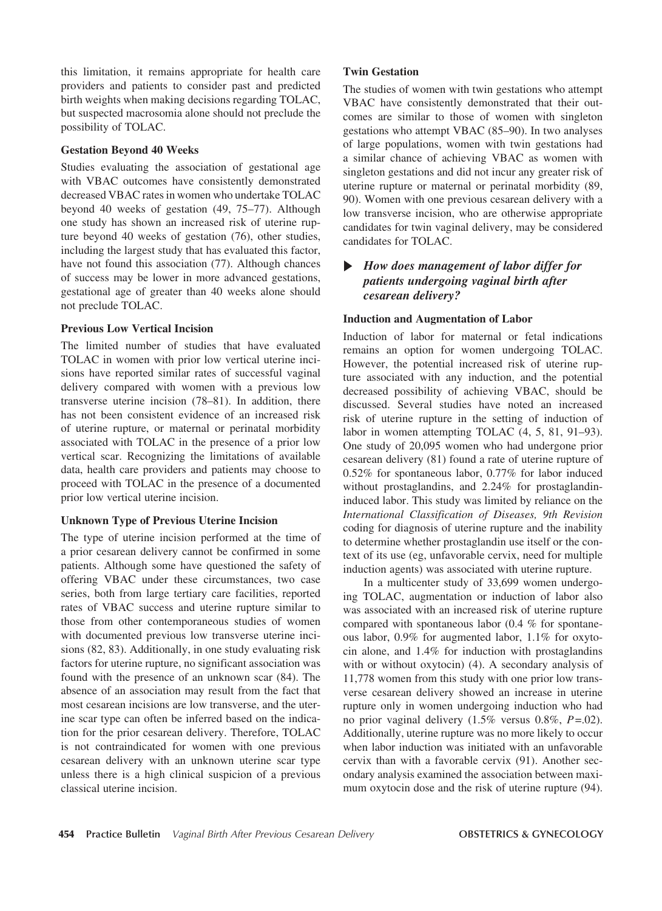this limitation, it remains appropriate for health care providers and patients to consider past and predicted birth weights when making decisions regarding TOLAC, but suspected macrosomia alone should not preclude the possibility of TOLAC.

**Gestation Beyond 40 Weeks**

Studies evaluating the association of gestational age with VBAC outcomes have consistently demonstrated decreased VBAC rates in women who undertake TOLAC beyond 40 weeks of gestation (49, 75–77). Although one study has shown an increased risk of uterine rupture beyond 40 weeks of gestation (76), other studies, including the largest study that has evaluated this factor, have not found this association (77). Although chances of success may be lower in more advanced gestations, gestational age of greater than 40 weeks alone should not preclude TOLAC.

**Previous Low Vertical Incision**

The limited number of studies that have evaluated TOLAC in women with prior low vertical uterine incisions have reported similar rates of successful vaginal delivery compared with women with a previous low transverse uterine incision (78–81). In addition, there has not been consistent evidence of an increased risk of uterine rupture, or maternal or perinatal morbidity associated with TOLAC in the presence of a prior low vertical scar. Recognizing the limitations of available data, health care providers and patients may choose to proceed with TOLAC in the presence of a documented prior low vertical uterine incision.

**Unknown Type of Previous Uterine Incision**

The type of uterine incision performed at the time of a prior cesarean delivery cannot be confirmed in some patients. Although some have questioned the safety of offering VBAC under these circumstances, two case series, both from large tertiary care facilities, reported rates of VBAC success and uterine rupture similar to those from other contemporaneous studies of women with documented previous low transverse uterine incisions (82, 83). Additionally, in one study evaluating risk factors for uterine rupture, no significant association was found with the presence of an unknown scar (84). The absence of an association may result from the fact that most cesarean incisions are low transverse, and the uterine scar type can often be inferred based on the indication for the prior cesarean delivery. Therefore, TOLAC is not contraindicated for women with one previous cesarean delivery with an unknown uterine scar type unless there is a high clinical suspicion of a previous classical uterine incision.

**Twin Gestation**

The studies of women with twin gestations who attempt VBAC have consistently demonstrated that their outcomes are similar to those of women with singleton gestations who attempt VBAC (85–90). In two analyses of large populations, women with twin gestations had a similar chance of achieving VBAC as women with singleton gestations and did not incur any greater risk of uterine rupture or maternal or perinatal morbidity (89, 90). Women with one previous cesarean delivery with a low transverse incision, who are otherwise appropriate candidates for twin vaginal delivery, may be considered candidates for TOLAC.

### ▶ *How does management of labor differ for patients undergoing vaginal birth after cesarean delivery?*

**Induction and Augmentation of Labor**

Induction of labor for maternal or fetal indications remains an option for women undergoing TOLAC. However, the potential increased risk of uterine rupture associated with any induction, and the potential decreased possibility of achieving VBAC, should be discussed. Several studies have noted an increased risk of uterine rupture in the setting of induction of labor in women attempting TOLAC (4, 5, 81, 91–93). One study of 20,095 women who had undergone prior cesarean delivery (81) found a rate of uterine rupture of 0.52% for spontaneous labor, 0.77% for labor induced without prostaglandins, and 2.24% for prostaglandin-induced labor. This study was limited by reliance on the *International Classification of Diseases, 9th Revision* coding for diagnosis of uterine rupture and the inability to determine whether prostaglandin use itself or the context of its use (eg, unfavorable cervix, need for multiple induction agents) was associated with uterine rupture.

In a multicenter study of 33,699 women undergoing TOLAC, augmentation or induction of labor also was associated with an increased risk of uterine rupture compared with spontaneous labor (0.4 % for spontaneous labor, 0.9% for augmented labor, 1.1% for oxytocin alone, and 1.4% for induction with prostaglandins with or without oxytocin) (4). A secondary analysis of 11,778 women from this study with one prior low transverse cesarean delivery showed an increase in uterine rupture only in women undergoing induction who had no prior vaginal delivery (1.5% versus 0.8%, $P = .02$). Additionally, uterine rupture was no more likely to occur when labor induction was initiated with an unfavorable cervix than with a favorable cervix (91). Another secondary analysis examined the association between maximum oxytocin dose and the risk of uterine rupture (94).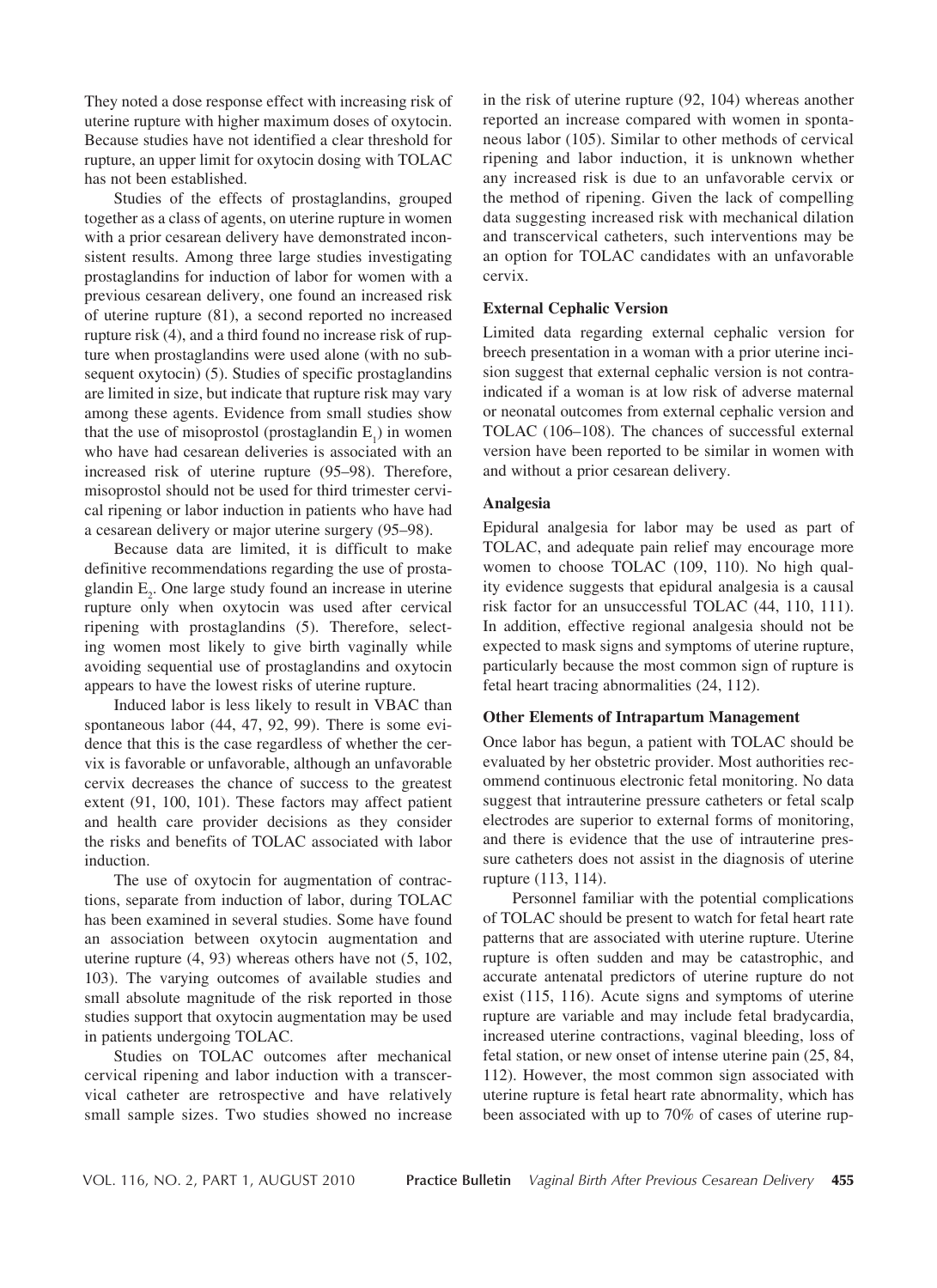They noted a dose response effect with increasing risk of uterine rupture with higher maximum doses of oxytocin. Because studies have not identified a clear threshold for rupture, an upper limit for oxytocin dosing with TOLAC has not been established.

Studies of the effects of prostaglandins, grouped together as a class of agents, on uterine rupture in women with a prior cesarean delivery have demonstrated inconsistent results. Among three large studies investigating prostaglandins for induction of labor for women with a previous cesarean delivery, one found an increased risk of uterine rupture (81), a second reported no increased rupture risk (4), and a third found no increase risk of rupture when prostaglandins were used alone (with no subsequent oxytocin) (5). Studies of specific prostaglandins are limited in size, but indicate that rupture risk may vary among these agents. Evidence from small studies show that the use of misoprostol (prostaglandin $E_1$) in women who have had cesarean deliveries is associated with an increased risk of uterine rupture (95–98). Therefore, misoprostol should not be used for third trimester cervical ripening or labor induction in patients who have had a cesarean delivery or major uterine surgery (95–98).

Because data are limited, it is difficult to make definitive recommendations regarding the use of prostaglandin $E_2$. One large study found an increase in uterine rupture only when oxytocin was used after cervical ripening with prostaglandins (5). Therefore, selecting women most likely to give birth vaginally while avoiding sequential use of prostaglandins and oxytocin appears to have the lowest risks of uterine rupture.

Induced labor is less likely to result in VBAC than spontaneous labor (44, 47, 92, 99). There is some evidence that this is the case regardless of whether the cervix is favorable or unfavorable, although an unfavorable cervix decreases the chance of success to the greatest extent (91, 100, 101). These factors may affect patient and health care provider decisions as they consider the risks and benefits of TOLAC associated with labor induction.

The use of oxytocin for augmentation of contractions, separate from induction of labor, during TOLAC has been examined in several studies. Some have found an association between oxytocin augmentation and uterine rupture (4, 93) whereas others have not (5, 102, 103). The varying outcomes of available studies and small absolute magnitude of the risk reported in those studies support that oxytocin augmentation may be used in patients undergoing TOLAC.

Studies on TOLAC outcomes after mechanical cervical ripening and labor induction with a transcervical catheter are retrospective and have relatively small sample sizes. Two studies showed no increase in the risk of uterine rupture (92, 104) whereas another reported an increase compared with women in spontaneous labor (105). Similar to other methods of cervical ripening and labor induction, it is unknown whether any increased risk is due to an unfavorable cervix or the method of ripening. Given the lack of compelling data suggesting increased risk with mechanical dilation and transcervical catheters, such interventions may be an option for TOLAC candidates with an unfavorable cervix.

### External Cephalic Version

Limited data regarding external cephalic version for breech presentation in a woman with a prior uterine incision suggest that external cephalic version is not contraindicated if a woman is at low risk of adverse maternal or neonatal outcomes from external cephalic version and TOLAC (106–108). The chances of successful external version have been reported to be similar in women with and without a prior cesarean delivery.

### Analgesia

Epidural analgesia for labor may be used as part of TOLAC, and adequate pain relief may encourage more women to choose TOLAC (109, 110). No high quality evidence suggests that epidural analgesia is a causal risk factor for an unsuccessful TOLAC (44, 110, 111). In addition, effective regional analgesia should not be expected to mask signs and symptoms of uterine rupture, particularly because the most common sign of rupture is fetal heart tracing abnormalities (24, 112).

### Other Elements of Intrapartum Management

Once labor has begun, a patient with TOLAC should be evaluated by her obstetric provider. Most authorities recommend continuous electronic fetal monitoring. No data suggest that intrauterine pressure catheters or fetal scalp electrodes are superior to external forms of monitoring, and there is evidence that the use of intrauterine pressure catheters does not assist in the diagnosis of uterine rupture (113, 114).

Personnel familiar with the potential complications of TOLAC should be present to watch for fetal heart rate patterns that are associated with uterine rupture. Uterine rupture is often sudden and may be catastrophic, and accurate antenatal predictors of uterine rupture do not exist (115, 116). Acute signs and symptoms of uterine rupture are variable and may include fetal bradycardia, increased uterine contractions, vaginal bleeding, loss of fetal station, or new onset of intense uterine pain (25, 84, 112). However, the most common sign associated with uterine rupture is fetal heart rate abnormality, which has been associated with up to 70% of cases of uterine rup-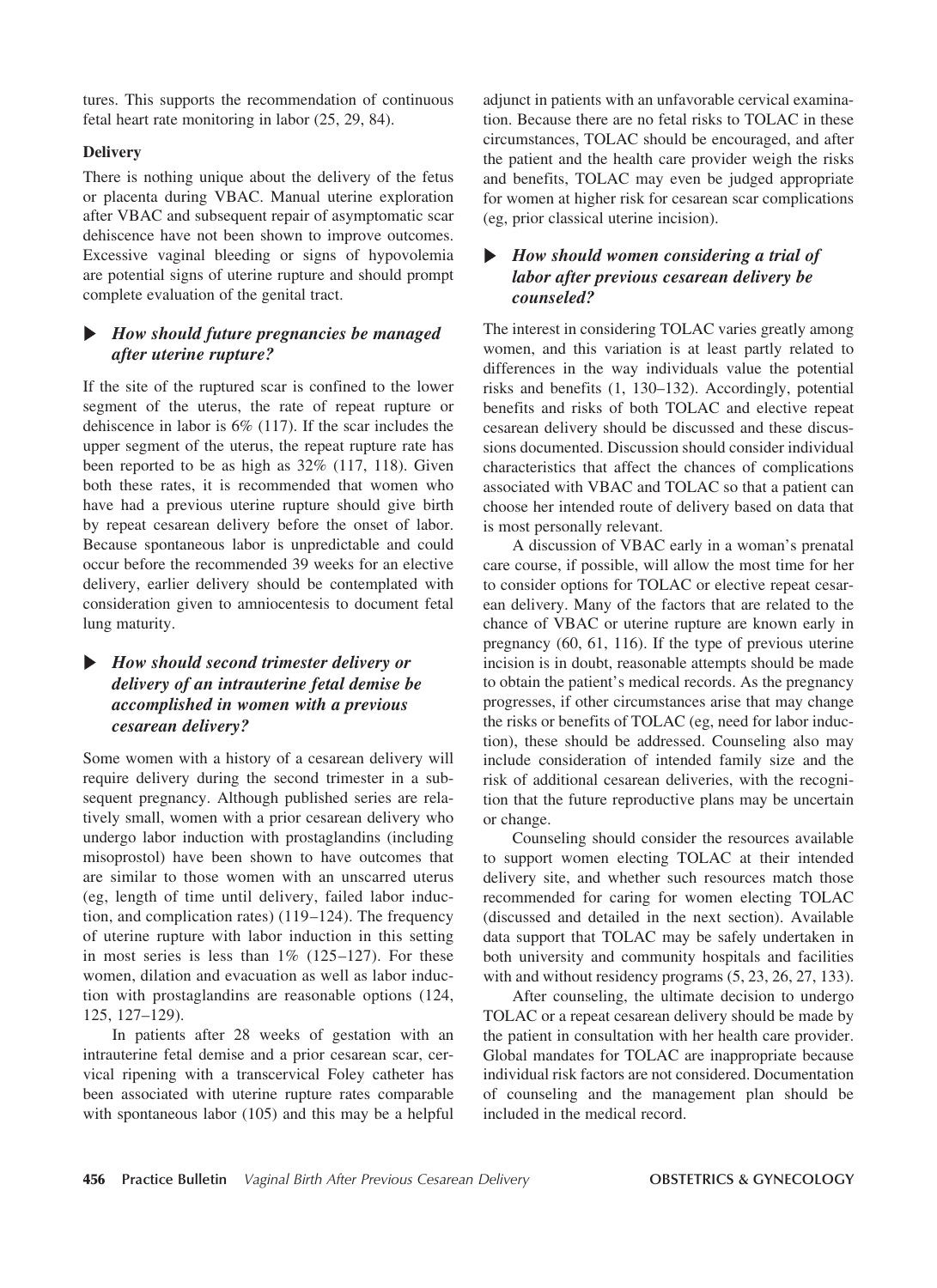tures. This supports the recommendation of continuous fetal heart rate monitoring in labor (25, 29, 84).

**Delivery**

There is nothing unique about the delivery of the fetus or placenta during VBAC. Manual uterine exploration after VBAC and subsequent repair of asymptomatic scar dehiscence have not been shown to improve outcomes. Excessive vaginal bleeding or signs of hypovolemia are potential signs of uterine rupture and should prompt complete evaluation of the genital tract.

### ▶ *How should future pregnancies be managed after uterine rupture?*

If the site of the ruptured scar is confined to the lower segment of the uterus, the rate of repeat rupture or dehiscence in labor is 6% (117). If the scar includes the upper segment of the uterus, the repeat rupture rate has been reported to be as high as 32% (117, 118). Given both these rates, it is recommended that women who have had a previous uterine rupture should give birth by repeat cesarean delivery before the onset of labor. Because spontaneous labor is unpredictable and could occur before the recommended 39 weeks for an elective delivery, earlier delivery should be contemplated with consideration given to amniocentesis to document fetal lung maturity.

### ▶ *How should second trimester delivery or delivery of an intrauterine fetal demise be accomplished in women with a previous cesarean delivery?*

Some women with a history of a cesarean delivery will require delivery during the second trimester in a subsequent pregnancy. Although published series are relatively small, women with a prior cesarean delivery who undergo labor induction with prostaglandins (including misoprostol) have been shown to have outcomes that are similar to those women with an unscarred uterus (eg, length of time until delivery, failed labor induction, and complication rates) (119–124). The frequency of uterine rupture with labor induction in this setting in most series is less than 1% (125–127). For these women, dilation and evacuation as well as labor induction with prostaglandins are reasonable options (124, 125, 127–129).

In patients after 28 weeks of gestation with an intrauterine fetal demise and a prior cesarean scar, cervical ripening with a transcervical Foley catheter has been associated with uterine rupture rates comparable with spontaneous labor (105) and this may be a helpful adjunct in patients with an unfavorable cervical examination. Because there are no fetal risks to TOLAC in these circumstances, TOLAC should be encouraged, and after the patient and the health care provider weigh the risks and benefits, TOLAC may even be judged appropriate for women at higher risk for cesarean scar complications (eg, prior classical uterine incision).

### ▶ *How should women considering a trial of labor after previous cesarean delivery be counseled?*

The interest in considering TOLAC varies greatly among women, and this variation is at least partly related to differences in the way individuals value the potential risks and benefits (1, 130–132). Accordingly, potential benefits and risks of both TOLAC and elective repeat cesarean delivery should be discussed and these discussions documented. Discussion should consider individual characteristics that affect the chances of complications associated with VBAC and TOLAC so that a patient can choose her intended route of delivery based on data that is most personally relevant.

A discussion of VBAC early in a woman's prenatal care course, if possible, will allow the most time for her to consider options for TOLAC or elective repeat cesarean delivery. Many of the factors that are related to the chance of VBAC or uterine rupture are known early in pregnancy (60, 61, 116). If the type of previous uterine incision is in doubt, reasonable attempts should be made to obtain the patient's medical records. As the pregnancy progresses, if other circumstances arise that may change the risks or benefits of TOLAC (eg, need for labor induction), these should be addressed. Counseling also may include consideration of intended family size and the risk of additional cesarean deliveries, with the recognition that the future reproductive plans may be uncertain or change.

Counseling should consider the resources available to support women electing TOLAC at their intended delivery site, and whether such resources match those recommended for caring for women electing TOLAC (discussed and detailed in the next section). Available data support that TOLAC may be safely undertaken in both university and community hospitals and facilities with and without residency programs (5, 23, 26, 27, 133).

After counseling, the ultimate decision to undergo TOLAC or a repeat cesarean delivery should be made by the patient in consultation with her health care provider. Global mandates for TOLAC are inappropriate because individual risk factors are not considered. Documentation of counseling and the management plan should be included in the medical record.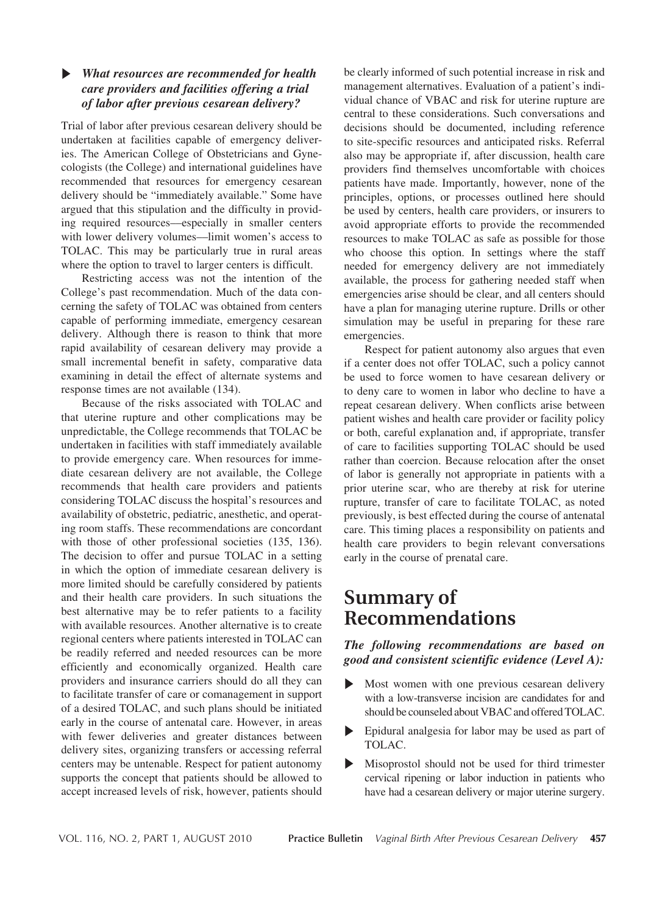### What resources are recommended for health care providers and facilities offering a trial of labor after previous cesarean delivery?

Trial of labor after previous cesarean delivery should be undertaken at facilities capable of emergency deliveries. The American College of Obstetricians and Gynecologists (the College) and international guidelines have recommended that resources for emergency cesarean delivery should be "immediately available." Some have argued that this stipulation and the difficulty in providing required resources—especially in smaller centers with lower delivery volumes—limit women's access to TOLAC. This may be particularly true in rural areas where the option to travel to larger centers is difficult.

Restricting access was not the intention of the College's past recommendation. Much of the data concerning the safety of TOLAC was obtained from centers capable of performing immediate, emergency cesarean delivery. Although there is reason to think that more rapid availability of cesarean delivery may provide a small incremental benefit in safety, comparative data examining in detail the effect of alternate systems and response times are not available (134).

Because of the risks associated with TOLAC and that uterine rupture and other complications may be unpredictable, the College recommends that TOLAC be undertaken in facilities with staff immediately available to provide emergency care. When resources for immediate cesarean delivery are not available, the College recommends that health care providers and patients considering TOLAC discuss the hospital's resources and availability of obstetric, pediatric, anesthetic, and operating room staffs. These recommendations are concordant with those of other professional societies (135, 136). The decision to offer and pursue TOLAC in a setting in which the option of immediate cesarean delivery is more limited should be carefully considered by patients and their health care providers. In such situations the best alternative may be to refer patients to a facility with available resources. Another alternative is to create regional centers where patients interested in TOLAC can be readily referred and needed resources can be more efficiently and economically organized. Health care providers and insurance carriers should do all they can to facilitate transfer of care or comanagement in support of a desired TOLAC, and such plans should be initiated early in the course of antenatal care. However, in areas with fewer deliveries and greater distances between delivery sites, organizing transfers or accessing referral centers may be untenable. Respect for patient autonomy supports the concept that patients should be allowed to accept increased levels of risk, however, patients should be clearly informed of such potential increase in risk and management alternatives. Evaluation of a patient's individual chance of VBAC and risk for uterine rupture are central to these considerations. Such conversations and decisions should be documented, including reference to site-specific resources and anticipated risks. Referral also may be appropriate if, after discussion, health care providers find themselves uncomfortable with choices patients have made. Importantly, however, none of the principles, options, or processes outlined here should be used by centers, health care providers, or insurers to avoid appropriate efforts to provide the recommended resources to make TOLAC as safe as possible for those who choose this option. In settings where the staff needed for emergency delivery are not immediately available, the process for gathering needed staff when emergencies arise should be clear, and all centers should have a plan for managing uterine rupture. Drills or other simulation may be useful in preparing for these rare emergencies.

Respect for patient autonomy also argues that even if a center does not offer TOLAC, such a policy cannot be used to force women to have cesarean delivery or to deny care to women in labor who decline to have a repeat cesarean delivery. When conflicts arise between patient wishes and health care provider or facility policy or both, careful explanation and, if appropriate, transfer of care to facilities supporting TOLAC should be used rather than coercion. Because relocation after the onset of labor is generally not appropriate in patients with a prior uterine scar, who are thereby at risk for uterine rupture, transfer of care to facilitate TOLAC, as noted previously, is best effected during the course of antenatal care. This timing places a responsibility on patients and health care providers to begin relevant conversations early in the course of prenatal care.

# Summary of Recommendations

***The following recommendations are based on good and consistent scientific evidence (Level A):***

- Most women with one previous cesarean delivery with a low-transverse incision are candidates for and should be counseled about VBAC and offered TOLAC.
- Epidural analgesia for labor may be used as part of TOLAC.
- Misoprostol should not be used for third trimester cervical ripening or labor induction in patients who have had a cesarean delivery or major uterine surgery.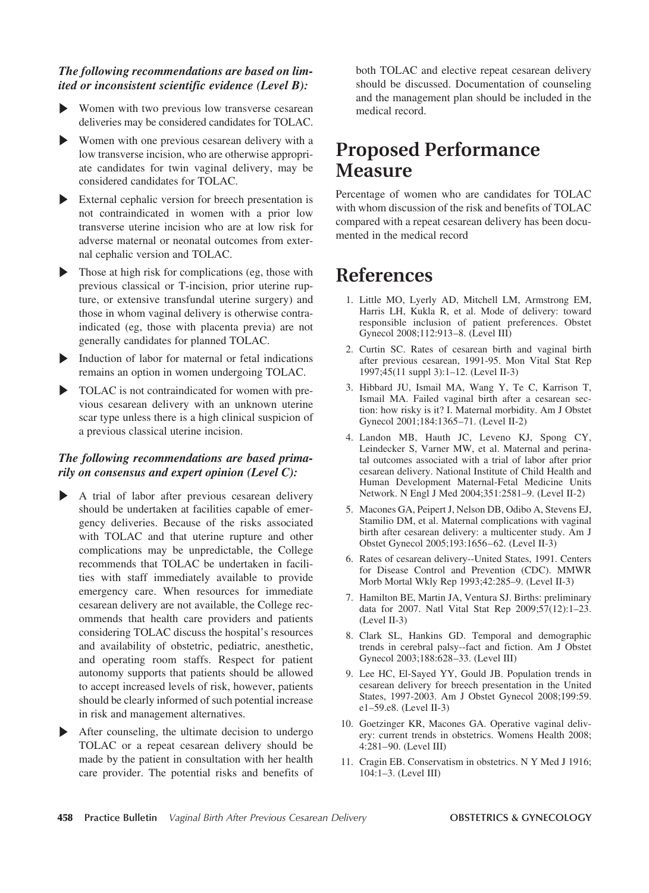***The following recommendations are based on limited or inconsistent scientific evidence (Level B):***

- Women with two previous low transverse cesarean deliveries may be considered candidates for TOLAC.
- Women with one previous cesarean delivery with a low transverse incision, who are otherwise appropriate candidates for twin vaginal delivery, may be considered candidates for TOLAC.
- External cephalic version for breech presentation is not contraindicated in women with a prior low transverse uterine incision who are at low risk for adverse maternal or neonatal outcomes from external cephalic version and TOLAC.
- Those at high risk for complications (eg, those with previous classical or T-incision, prior uterine rupture, or extensive transfundal uterine surgery) and those in whom vaginal delivery is otherwise contraindicated (eg, those with placenta previa) are not generally candidates for planned TOLAC.
- Induction of labor for maternal or fetal indications remains an option in women undergoing TOLAC.
- TOLAC is not contraindicated for women with previous cesarean delivery with an unknown uterine scar type unless there is a high clinical suspicion of a previous classical uterine incision.

***The following recommendations are based primarily on consensus and expert opinion (Level C):***

- A trial of labor after previous cesarean delivery should be undertaken at facilities capable of emergency deliveries. Because of the risks associated with TOLAC and that uterine rupture and other complications may be unpredictable, the College recommends that TOLAC be undertaken in facilities with staff immediately available to provide emergency care. When resources for immediate cesarean delivery are not available, the College recommends that health care providers and patients considering TOLAC discuss the hospital's resources and availability of obstetric, pediatric, anesthetic, and operating room staffs. Respect for patient autonomy supports that patients should be allowed to accept increased levels of risk, however, patients should be clearly informed of such potential increase in risk and management alternatives.
- After counseling, the ultimate decision to undergo TOLAC or a repeat cesarean delivery should be made by the patient in consultation with her health care provider. The potential risks and benefits of both TOLAC and elective repeat cesarean delivery should be discussed. Documentation of counseling and the management plan should be included in the medical record.

# Proposed Performance Measure

Percentage of women who are candidates for TOLAC with whom discussion of the risk and benefits of TOLAC compared with a repeat cesarean delivery has been documented in the medical record

# References

1. Little MO, Lyerly AD, Mitchell LM, Armstrong EM, Harris LH, Kukla R, et al. Mode of delivery: toward responsible inclusion of patient preferences. Obstet Gynecol 2008;112:913–8. (Level III)
2. Curtin SC. Rates of cesarean birth and vaginal birth after previous cesarean, 1991-95. Mon Vital Stat Rep 1997;45(11 suppl 3):1–12. (Level II-3)
3. Hibbard JU, Ismail MA, Wang Y, Te C, Karrison T, Ismail MA. Failed vaginal birth after a cesarean section: how risky is it? I. Maternal morbidity. Am J Obstet Gynecol 2001;184:1365–71. (Level II-2)
4. Landon MB, Hauth JC, Leveno KJ, Spong CY, Leindecker S, Varner MW, et al. Maternal and perinatal outcomes associated with a trial of labor after prior cesarean delivery. National Institute of Child Health and Human Development Maternal-Fetal Medicine Units Network. N Engl J Med 2004;351:2581–9. (Level II-2)
5. Macones GA, Peipert J, Nelson DB, Odibo A, Stevens EJ, Stamilio DM, et al. Maternal complications with vaginal birth after cesarean delivery: a multicenter study. Am J Obstet Gynecol 2005;193:1656–62. (Level II-3)
6. Rates of cesarean delivery--United States, 1991. Centers for Disease Control and Prevention (CDC). MMWR Morb Mortal Wkly Rep 1993;42:285–9. (Level II-3)
7. Hamilton BE, Martin JA, Ventura SJ. Births: preliminary data for 2007. Natl Vital Stat Rep 2009;57(12):1–23. (Level II-3)
8. Clark SL, Hankins GD. Temporal and demographic trends in cerebral palsy--fact and fiction. Am J Obstet Gynecol 2003;188:628–33. (Level III)
9. Lee HC, El-Sayed YY, Gould JB. Population trends in cesarean delivery for breech presentation in the United States, 1997-2003. Am J Obstet Gynecol 2008;199:59.e1–59.e8. (Level II-3)
10. Goetzinger KR, Macones GA. Operative vaginal delivery: current trends in obstetrics. Womens Health 2008; 4:281–90. (Level III)
11. Cragin EB. Conservatism in obstetrics. N Y Med J 1916; 104:1–3. (Level III)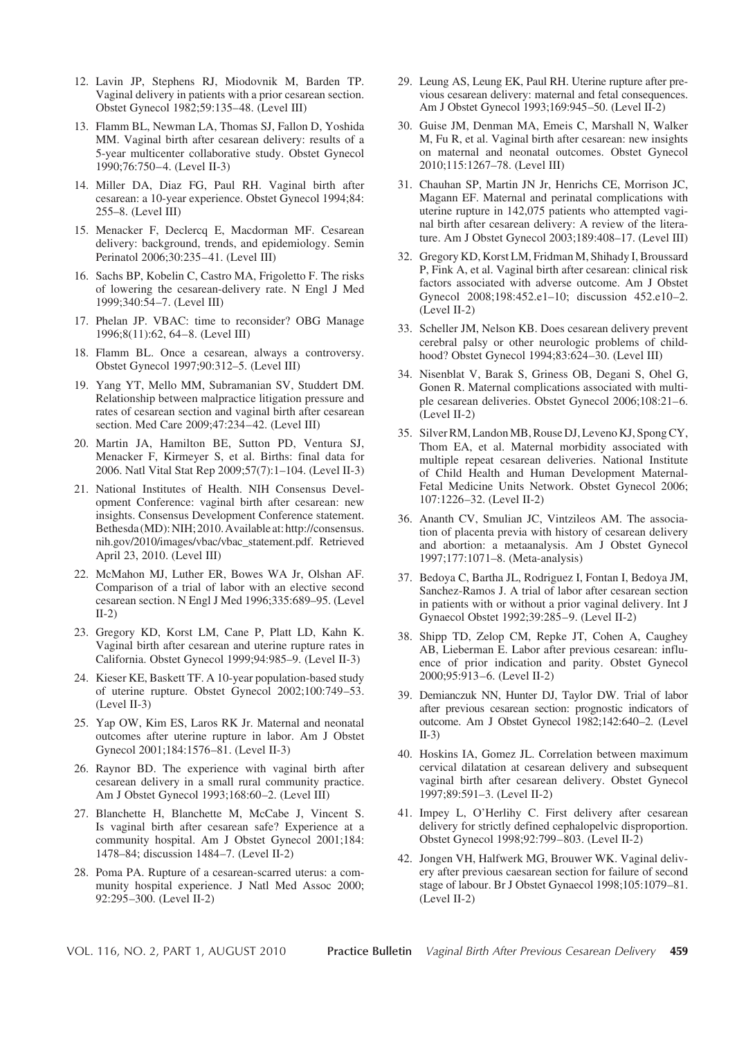12. Lavin JP, Stephens RJ, Miodovnik M, Barden TP. Vaginal delivery in patients with a prior cesarean section. Obstet Gynecol 1982;59:135–48. (Level III)

13. Flamm BL, Newman LA, Thomas SJ, Fallon D, Yoshida MM. Vaginal birth after cesarean delivery: results of a 5-year multicenter collaborative study. Obstet Gynecol 1990;76:750–4. (Level II-3)

14. Miller DA, Diaz FG, Paul RH. Vaginal birth after cesarean: a 10-year experience. Obstet Gynecol 1994;84: 255–8. (Level III)

15. Menacker F, Declercq E, Macdorman MF. Cesarean delivery: background, trends, and epidemiology. Semin Perinatol 2006;30:235–41. (Level III)

16. Sachs BP, Kobelin C, Castro MA, Frigoletto F. The risks of lowering the cesarean-delivery rate. N Engl J Med 1999;340:54–7. (Level III)

17. Phelan JP. VBAC: time to reconsider? OBG Manage 1996;8(11):62, 64–8. (Level III)

18. Flamm BL. Once a cesarean, always a controversy. Obstet Gynecol 1997;90:312–5. (Level III)

19. Yang YT, Mello MM, Subramanian SV, Studdert DM. Relationship between malpractice litigation pressure and rates of cesarean section and vaginal birth after cesarean section. Med Care 2009;47:234–42. (Level III)

20. Martin JA, Hamilton BE, Sutton PD, Ventura SJ, Menacker F, Kirmeyer S, et al. Births: final data for 2006. Natl Vital Stat Rep 2009;57(7):1–104. (Level II-3)

21. National Institutes of Health. NIH Consensus Development Conference: vaginal birth after cesarean: new insights. Consensus Development Conference statement. Bethesda (MD): NIH; 2010. Available at: http://consensus.nih.gov/2010/images/vbac/vbac_statement.pdf. Retrieved April 23, 2010. (Level III)

22. McMahon MJ, Luther ER, Bowes WA Jr, Olshan AF. Comparison of a trial of labor with an elective second cesarean section. N Engl J Med 1996;335:689–95. (Level II-2)

23. Gregory KD, Korst LM, Cane P, Platt LD, Kahn K. Vaginal birth after cesarean and uterine rupture rates in California. Obstet Gynecol 1999;94:985–9. (Level II-3)

24. Kieser KE, Baskett TF. A 10-year population-based study of uterine rupture. Obstet Gynecol 2002;100:749–53. (Level II-3)

25. Yap OW, Kim ES, Laros RK Jr. Maternal and neonatal outcomes after uterine rupture in labor. Am J Obstet Gynecol 2001;184:1576–81. (Level II-3)

26. Raynor BD. The experience with vaginal birth after cesarean delivery in a small rural community practice. Am J Obstet Gynecol 1993;168:60–2. (Level III)

27. Blanchette H, Blanchette M, McCabe J, Vincent S. Is vaginal birth after cesarean safe? Experience at a community hospital. Am J Obstet Gynecol 2001;184: 1478–84; discussion 1484–7. (Level II-2)

28. Poma PA. Rupture of a cesarean-scarred uterus: a community hospital experience. J Natl Med Assoc 2000; 92:295–300. (Level II-2)

29. Leung AS, Leung EK, Paul RH. Uterine rupture after previous cesarean delivery: maternal and fetal consequences. Am J Obstet Gynecol 1993;169:945–50. (Level II-2)

30. Guise JM, Denman MA, Emeis C, Marshall N, Walker M, Fu R, et al. Vaginal birth after cesarean: new insights on maternal and neonatal outcomes. Obstet Gynecol 2010;115:1267–78. (Level III)

31. Chauhan SP, Martin JN Jr, Henrichs CE, Morrison JC, Magann EF. Maternal and perinatal complications with uterine rupture in 142,075 patients who attempted vaginal birth after cesarean delivery: A review of the literature. Am J Obstet Gynecol 2003;189:408–17. (Level III)

32. Gregory KD, Korst LM, Fridman M, Shihady I, Broussard P, Fink A, et al. Vaginal birth after cesarean: clinical risk factors associated with adverse outcome. Am J Obstet Gynecol 2008;198:452.e1–10; discussion 452.e10–2. (Level II-2)

33. Scheller JM, Nelson KB. Does cesarean delivery prevent cerebral palsy or other neurologic problems of childhood? Obstet Gynecol 1994;83:624–30. (Level III)

34. Nisenblat V, Barak S, Griness OB, Degani S, Ohel G, Gonen R. Maternal complications associated with multiple cesarean deliveries. Obstet Gynecol 2006;108:21–6. (Level II-2)

35. Silver RM, Landon MB, Rouse DJ, Leveno KJ, Spong CY, Thom EA, et al. Maternal morbidity associated with multiple repeat cesarean deliveries. National Institute of Child Health and Human Development Maternal-Fetal Medicine Units Network. Obstet Gynecol 2006; 107:1226–32. (Level II-2)

36. Ananth CV, Smulian JC, Vintzileos AM. The association of placenta previa with history of cesarean delivery and abortion: a metaanalysis. Am J Obstet Gynecol 1997;177:1071–8. (Meta-analysis)

37. Bedoya C, Bartha JL, Rodriguez I, Fontan I, Bedoya JM, Sanchez-Ramos J. A trial of labor after cesarean section in patients with or without a prior vaginal delivery. Int J Gynaecol Obstet 1992;39:285–9. (Level II-2)

38. Shipp TD, Zelop CM, Repke JT, Cohen A, Caughey AB, Lieberman E. Labor after previous cesarean: influence of prior indication and parity. Obstet Gynecol 2000;95:913–6. (Level II-2)

39. Demianczuk NN, Hunter DJ, Taylor DW. Trial of labor after previous cesarean section: prognostic indicators of outcome. Am J Obstet Gynecol 1982;142:640–2. (Level II-3)

40. Hoskins IA, Gomez JL. Correlation between maximum cervical dilatation at cesarean delivery and subsequent vaginal birth after cesarean delivery. Obstet Gynecol 1997;89:591–3. (Level II-2)

41. Impey L, O'Herlihy C. First delivery after cesarean delivery for strictly defined cephalopelvic disproportion. Obstet Gynecol 1998;92:799–803. (Level II-2)

42. Jongen VH, Halfwerk MG, Brouwer WK. Vaginal delivery after previous caesarean section for failure of second stage of labour. Br J Obstet Gynaecol 1998;105:1079–81. (Level II-2)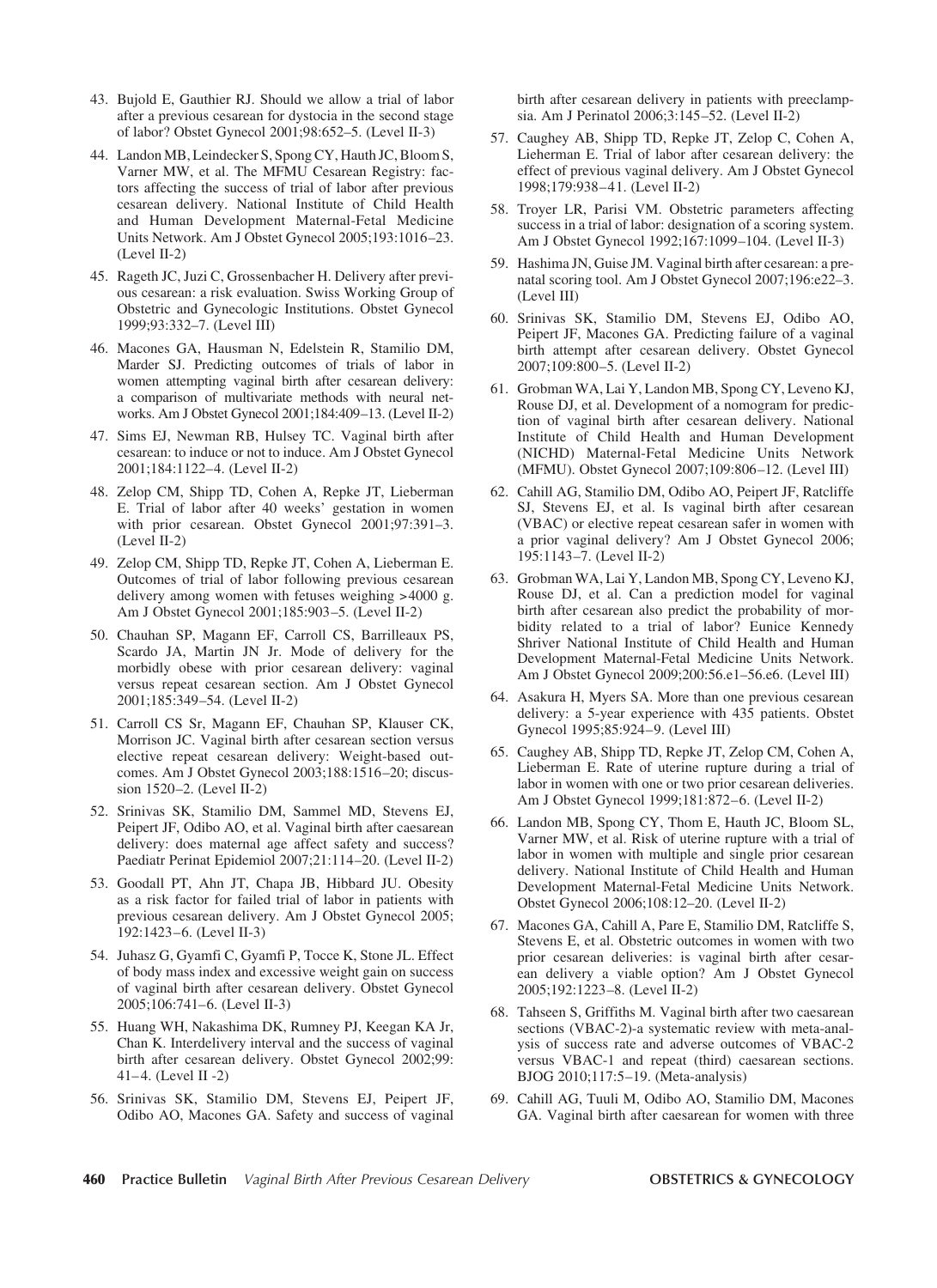43. Bujold E, Gauthier RJ. Should we allow a trial of labor after a previous cesarean for dystocia in the second stage of labor? Obstet Gynecol 2001;98:652–5. (Level II-3)

44. Landon MB, Leindecker S, Spong CY, Hauth JC, Bloom S, Varner MW, et al. The MFMU Cesarean Registry: factors affecting the success of trial of labor after previous cesarean delivery. National Institute of Child Health and Human Development Maternal-Fetal Medicine Units Network. Am J Obstet Gynecol 2005;193:1016–23. (Level II-2)

45. Rageth JC, Juzi C, Grossenbacher H. Delivery after previous cesarean: a risk evaluation. Swiss Working Group of Obstetric and Gynecologic Institutions. Obstet Gynecol 1999;93:332–7. (Level III)

46. Macones GA, Hausman N, Edelstein R, Stamilio DM, Marder SJ. Predicting outcomes of trials of labor in women attempting vaginal birth after cesarean delivery: a comparison of multivariate methods with neural networks. Am J Obstet Gynecol 2001;184:409–13. (Level II-2)

47. Sims EJ, Newman RB, Hulsey TC. Vaginal birth after cesarean: to induce or not to induce. Am J Obstet Gynecol 2001;184:1122–4. (Level II-2)

48. Zelop CM, Shipp TD, Cohen A, Repke JT, Lieberman E. Trial of labor after 40 weeks' gestation in women with prior cesarean. Obstet Gynecol 2001;97:391–3. (Level II-2)

49. Zelop CM, Shipp TD, Repke JT, Cohen A, Lieberman E. Outcomes of trial of labor following previous cesarean delivery among women with fetuses weighing >4000 g. Am J Obstet Gynecol 2001;185:903–5. (Level II-2)

50. Chauhan SP, Magann EF, Carroll CS, Barrilleaux PS, Scardo JA, Martin JN Jr. Mode of delivery for the morbidly obese with prior cesarean delivery: vaginal versus repeat cesarean section. Am J Obstet Gynecol 2001;185:349–54. (Level II-2)

51. Carroll CS Sr, Magann EF, Chauhan SP, Klauser CK, Morrison JC. Vaginal birth after cesarean section versus elective repeat cesarean delivery: Weight-based outcomes. Am J Obstet Gynecol 2003;188:1516–20; discussion 1520–2. (Level II-2)

52. Srinivas SK, Stamilio DM, Sammel MD, Stevens EJ, Peipert JF, Odibo AO, et al. Vaginal birth after caesarean delivery: does maternal age affect safety and success? Paediatr Perinat Epidemiol 2007;21:114–20. (Level II-2)

53. Goodall PT, Ahn JT, Chapa JB, Hibbard JU. Obesity as a risk factor for failed trial of labor in patients with previous cesarean delivery. Am J Obstet Gynecol 2005; 192:1423–6. (Level II-3)

54. Juhasz G, Gyamfi C, Gyamfi P, Tocce K, Stone JL. Effect of body mass index and excessive weight gain on success of vaginal birth after cesarean delivery. Obstet Gynecol 2005;106:741–6. (Level II-3)

55. Huang WH, Nakashima DK, Rumney PJ, Keegan KA Jr, Chan K. Interdelivery interval and the success of vaginal birth after cesarean delivery. Obstet Gynecol 2002;99: 41–4. (Level II -2)

56. Srinivas SK, Stamilio DM, Stevens EJ, Peipert JF, Odibo AO, Macones GA. Safety and success of vaginal birth after cesarean delivery in patients with preeclampsia. Am J Perinatol 2006;3:145–52. (Level II-2)

57. Caughey AB, Shipp TD, Repke JT, Zelop C, Cohen A, Lieherman E. Trial of labor after cesarean delivery: the effect of previous vaginal delivery. Am J Obstet Gynecol 1998;179:938–41. (Level II-2)

58. Troyer LR, Parisi VM. Obstetric parameters affecting success in a trial of labor: designation of a scoring system. Am J Obstet Gynecol 1992;167:1099–104. (Level II-3)

59. Hashima JN, Guise JM. Vaginal birth after cesarean: a prenatal scoring tool. Am J Obstet Gynecol 2007;196:e22–3. (Level III)

60. Srinivas SK, Stamilio DM, Stevens EJ, Odibo AO, Peipert JF, Macones GA. Predicting failure of a vaginal birth attempt after cesarean delivery. Obstet Gynecol 2007;109:800–5. (Level II-2)

61. Grobman WA, Lai Y, Landon MB, Spong CY, Leveno KJ, Rouse DJ, et al. Development of a nomogram for prediction of vaginal birth after cesarean delivery. National Institute of Child Health and Human Development (NICHD) Maternal-Fetal Medicine Units Network (MFMU). Obstet Gynecol 2007;109:806–12. (Level III)

62. Cahill AG, Stamilio DM, Odibo AO, Peipert JF, Ratcliffe SJ, Stevens EJ, et al. Is vaginal birth after cesarean (VBAC) or elective repeat cesarean safer in women with a prior vaginal delivery? Am J Obstet Gynecol 2006; 195:1143–7. (Level II-2)

63. Grobman WA, Lai Y, Landon MB, Spong CY, Leveno KJ, Rouse DJ, et al. Can a prediction model for vaginal birth after cesarean also predict the probability of morbidity related to a trial of labor? Eunice Kennedy Shriver National Institute of Child Health and Human Development Maternal-Fetal Medicine Units Network. Am J Obstet Gynecol 2009;200:56.e1–56.e6. (Level III)

64. Asakura H, Myers SA. More than one previous cesarean delivery: a 5-year experience with 435 patients. Obstet Gynecol 1995;85:924–9. (Level III)

65. Caughey AB, Shipp TD, Repke JT, Zelop CM, Cohen A, Lieberman E. Rate of uterine rupture during a trial of labor in women with one or two prior cesarean deliveries. Am J Obstet Gynecol 1999;181:872–6. (Level II-2)

66. Landon MB, Spong CY, Thom E, Hauth JC, Bloom SL, Varner MW, et al. Risk of uterine rupture with a trial of labor in women with multiple and single prior cesarean delivery. National Institute of Child Health and Human Development Maternal-Fetal Medicine Units Network. Obstet Gynecol 2006;108:12–20. (Level II-2)

67. Macones GA, Cahill A, Pare E, Stamilio DM, Ratcliffe S, Stevens E, et al. Obstetric outcomes in women with two prior cesarean deliveries: is vaginal birth after cesarean delivery a viable option? Am J Obstet Gynecol 2005;192:1223–8. (Level II-2)

68. Tahseen S, Griffiths M. Vaginal birth after two caesarean sections (VBAC-2)-a systematic review with meta-analysis of success rate and adverse outcomes of VBAC-2 versus VBAC-1 and repeat (third) caesarean sections. BJOG 2010;117:5–19. (Meta-analysis)

69. Cahill AG, Tuuli M, Odibo AO, Stamilio DM, Macones GA. Vaginal birth after caesarean for women with three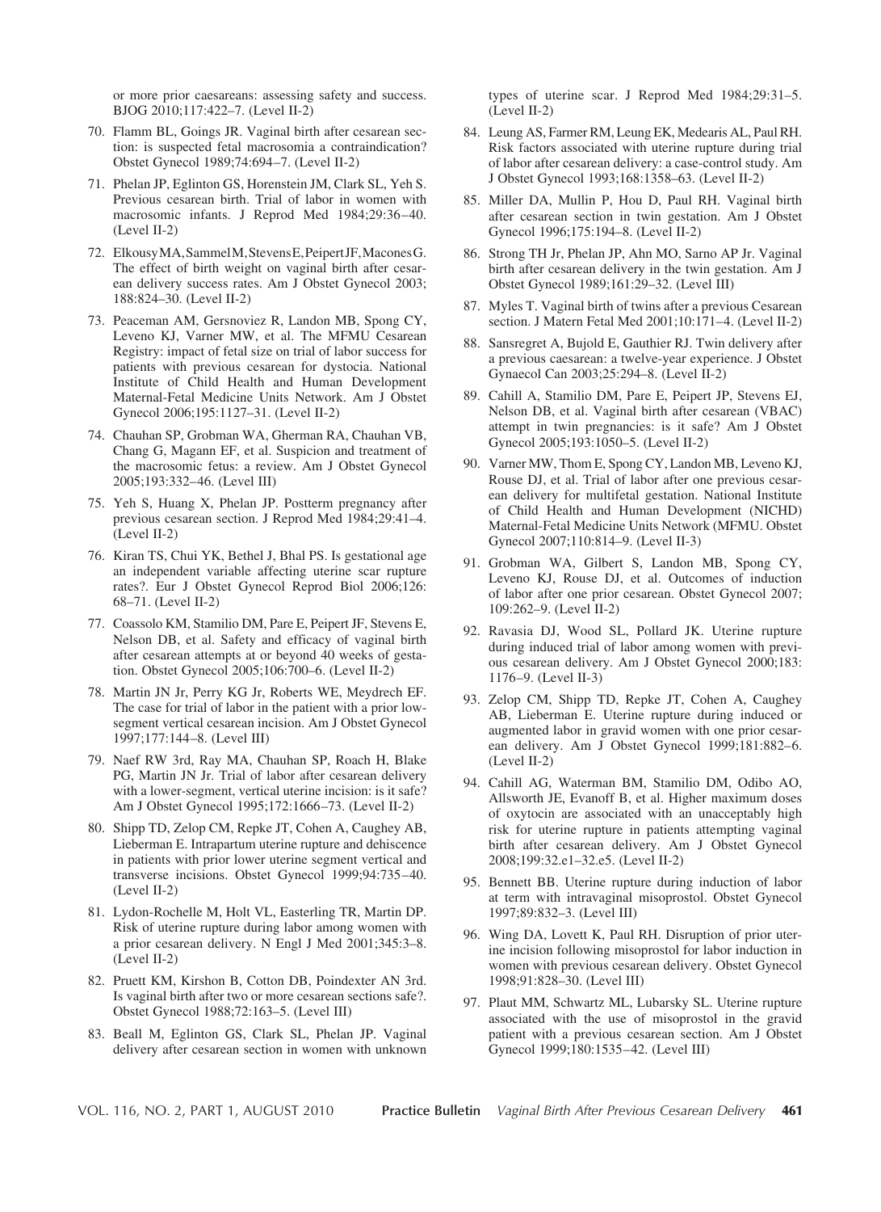or more prior caesareans: assessing safety and success. BJOG 2010;117:422–7. (Level II-2)

70. Flamm BL, Goings JR. Vaginal birth after cesarean section: is suspected fetal macrosomia a contraindication? Obstet Gynecol 1989;74:694–7. (Level II-2)

71. Phelan JP, Eglinton GS, Horenstein JM, Clark SL, Yeh S. Previous cesarean birth. Trial of labor in women with macrosomic infants. J Reprod Med 1984;29:36–40. (Level II-2)

72. Elkousy MA, Sammel M, Stevens E, Peipert JF, Macones G. The effect of birth weight on vaginal birth after cesarean delivery success rates. Am J Obstet Gynecol 2003; 188:824–30. (Level II-2)

73. Peaceman AM, Gersnoviez R, Landon MB, Spong CY, Leveno KJ, Varner MW, et al. The MFMU Cesarean Registry: impact of fetal size on trial of labor success for patients with previous cesarean for dystocia. National Institute of Child Health and Human Development Maternal-Fetal Medicine Units Network. Am J Obstet Gynecol 2006;195:1127–31. (Level II-2)

74. Chauhan SP, Grobman WA, Gherman RA, Chauhan VB, Chang G, Magann EF, et al. Suspicion and treatment of the macrosomic fetus: a review. Am J Obstet Gynecol 2005;193:332–46. (Level III)

75. Yeh S, Huang X, Phelan JP. Postterm pregnancy after previous cesarean section. J Reprod Med 1984;29:41–4. (Level II-2)

76. Kiran TS, Chui YK, Bethel J, Bhal PS. Is gestational age an independent variable affecting uterine scar rupture rates?. Eur J Obstet Gynecol Reprod Biol 2006;126: 68–71. (Level II-2)

77. Coassolo KM, Stamilio DM, Pare E, Peipert JF, Stevens E, Nelson DB, et al. Safety and efficacy of vaginal birth after cesarean attempts at or beyond 40 weeks of gestation. Obstet Gynecol 2005;106:700–6. (Level II-2)

78. Martin JN Jr, Perry KG Jr, Roberts WE, Meydrech EF. The case for trial of labor in the patient with a prior low-segment vertical cesarean incision. Am J Obstet Gynecol 1997;177:144–8. (Level III)

79. Naef RW 3rd, Ray MA, Chauhan SP, Roach H, Blake PG, Martin JN Jr. Trial of labor after cesarean delivery with a lower-segment, vertical uterine incision: is it safe? Am J Obstet Gynecol 1995;172:1666–73. (Level II-2)

80. Shipp TD, Zelop CM, Repke JT, Cohen A, Caughey AB, Lieberman E. Intrapartum uterine rupture and dehiscence in patients with prior lower uterine segment vertical and transverse incisions. Obstet Gynecol 1999;94:735–40. (Level II-2)

81. Lydon-Rochelle M, Holt VL, Easterling TR, Martin DP. Risk of uterine rupture during labor among women with a prior cesarean delivery. N Engl J Med 2001;345:3–8. (Level II-2)

82. Pruett KM, Kirshon B, Cotton DB, Poindexter AN 3rd. Is vaginal birth after two or more cesarean sections safe?. Obstet Gynecol 1988;72:163–5. (Level III)

83. Beall M, Eglinton GS, Clark SL, Phelan JP. Vaginal delivery after cesarean section in women with unknown types of uterine scar. J Reprod Med 1984;29:31–5. (Level II-2)

84. Leung AS, Farmer RM, Leung EK, Medearis AL, Paul RH. Risk factors associated with uterine rupture during trial of labor after cesarean delivery: a case-control study. Am J Obstet Gynecol 1993;168:1358–63. (Level II-2)

85. Miller DA, Mullin P, Hou D, Paul RH. Vaginal birth after cesarean section in twin gestation. Am J Obstet Gynecol 1996;175:194–8. (Level II-2)

86. Strong TH Jr, Phelan JP, Ahn MO, Sarno AP Jr. Vaginal birth after cesarean delivery in the twin gestation. Am J Obstet Gynecol 1989;161:29–32. (Level III)

87. Myles T. Vaginal birth of twins after a previous Cesarean section. J Matern Fetal Med 2001;10:171–4. (Level II-2)

88. Sansregret A, Bujold E, Gauthier RJ. Twin delivery after a previous caesarean: a twelve-year experience. J Obstet Gynaecol Can 2003;25:294–8. (Level II-2)

89. Cahill A, Stamilio DM, Pare E, Peipert JP, Stevens EJ, Nelson DB, et al. Vaginal birth after cesarean (VBAC) attempt in twin pregnancies: is it safe? Am J Obstet Gynecol 2005;193:1050–5. (Level II-2)

90. Varner MW, Thom E, Spong CY, Landon MB, Leveno KJ, Rouse DJ, et al. Trial of labor after one previous cesarean delivery for multifetal gestation. National Institute of Child Health and Human Development (NICHD) Maternal-Fetal Medicine Units Network (MFMU. Obstet Gynecol 2007;110:814–9. (Level II-3)

91. Grobman WA, Gilbert S, Landon MB, Spong CY, Leveno KJ, Rouse DJ, et al. Outcomes of induction of labor after one prior cesarean. Obstet Gynecol 2007; 109:262–9. (Level II-2)

92. Ravasia DJ, Wood SL, Pollard JK. Uterine rupture during induced trial of labor among women with previous cesarean delivery. Am J Obstet Gynecol 2000;183: 1176–9. (Level II-3)

93. Zelop CM, Shipp TD, Repke JT, Cohen A, Caughey AB, Lieberman E. Uterine rupture during induced or augmented labor in gravid women with one prior cesarean delivery. Am J Obstet Gynecol 1999;181:882–6. (Level II-2)

94. Cahill AG, Waterman BM, Stamilio DM, Odibo AO, Allsworth JE, Evanoff B, et al. Higher maximum doses of oxytocin are associated with an unacceptably high risk for uterine rupture in patients attempting vaginal birth after cesarean delivery. Am J Obstet Gynecol 2008;199:32.e1–32.e5. (Level II-2)

95. Bennett BB. Uterine rupture during induction of labor at term with intravaginal misoprostol. Obstet Gynecol 1997;89:832–3. (Level III)

96. Wing DA, Lovett K, Paul RH. Disruption of prior uterine incision following misoprostol for labor induction in women with previous cesarean delivery. Obstet Gynecol 1998;91:828–30. (Level III)

97. Plaut MM, Schwartz ML, Lubarsky SL. Uterine rupture associated with the use of misoprostol in the gravid patient with a previous cesarean section. Am J Obstet Gynecol 1999;180:1535–42. (Level III)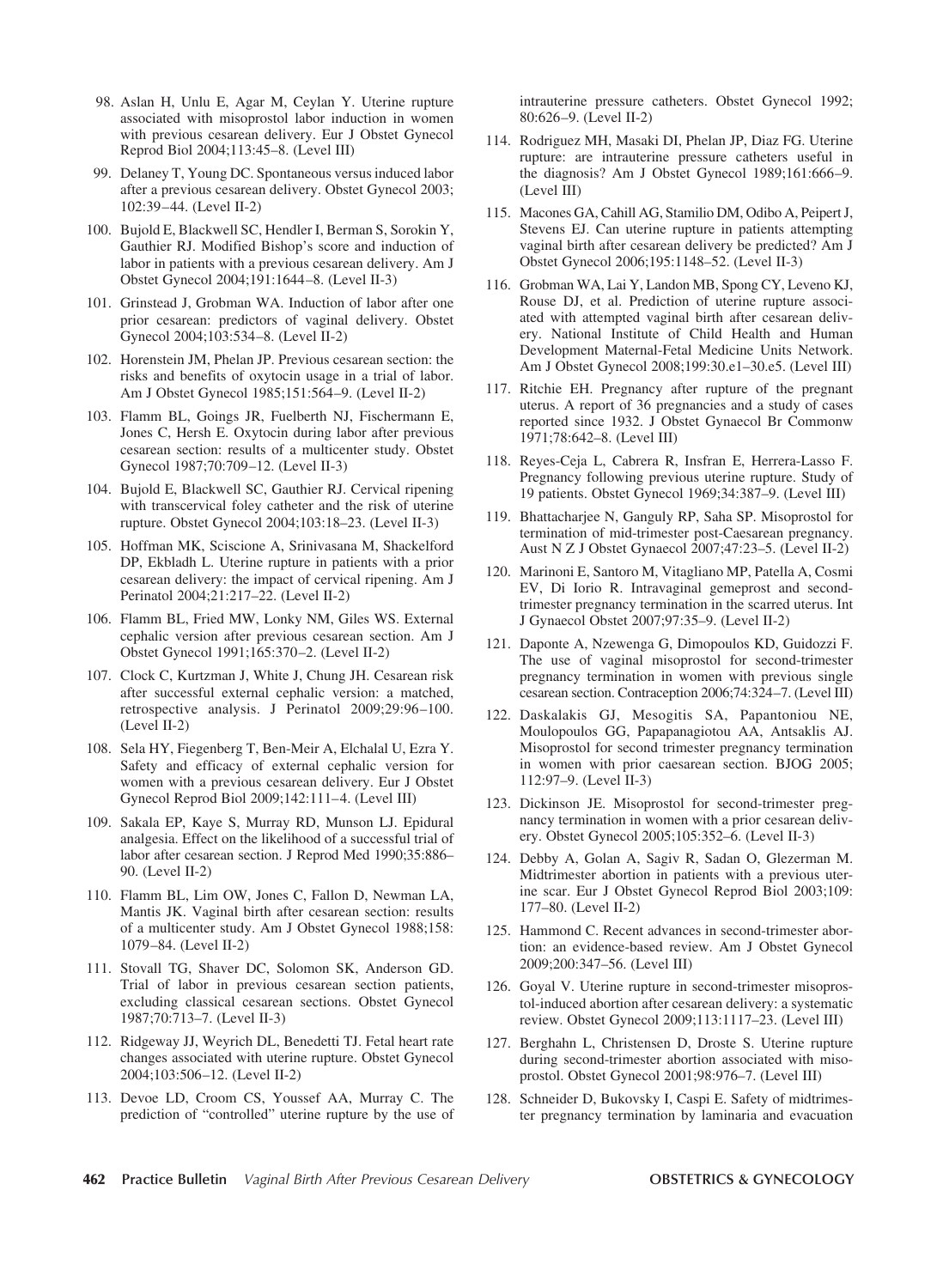98. Aslan H, Unlu E, Agar M, Ceylan Y. Uterine rupture associated with misoprostol labor induction in women with previous cesarean delivery. Eur J Obstet Gynecol Reprod Biol 2004;113:45–8. (Level III)
99. Delaney T, Young DC. Spontaneous versus induced labor after a previous cesarean delivery. Obstet Gynecol 2003; 102:39–44. (Level II-2)
100. Bujold E, Blackwell SC, Hendler I, Berman S, Sorokin Y, Gauthier RJ. Modified Bishop's score and induction of labor in patients with a previous cesarean delivery. Am J Obstet Gynecol 2004;191:1644–8. (Level II-3)
101. Grinstead J, Grobman WA. Induction of labor after one prior cesarean: predictors of vaginal delivery. Obstet Gynecol 2004;103:534–8. (Level II-2)
102. Horenstein JM, Phelan JP. Previous cesarean section: the risks and benefits of oxytocin usage in a trial of labor. Am J Obstet Gynecol 1985;151:564–9. (Level II-2)
103. Flamm BL, Goings JR, Fuelberth NJ, Fischermann E, Jones C, Hersh E. Oxytocin during labor after previous cesarean section: results of a multicenter study. Obstet Gynecol 1987;70:709–12. (Level II-3)
104. Bujold E, Blackwell SC, Gauthier RJ. Cervical ripening with transcervical foley catheter and the risk of uterine rupture. Obstet Gynecol 2004;103:18–23. (Level II-3)
105. Hoffman MK, Sciscione A, Srinivasana M, Shackelford DP, Ekbladh L. Uterine rupture in patients with a prior cesarean delivery: the impact of cervical ripening. Am J Perinatol 2004;21:217–22. (Level II-2)
106. Flamm BL, Fried MW, Lonky NM, Giles WS. External cephalic version after previous cesarean section. Am J Obstet Gynecol 1991;165:370–2. (Level II-2)
107. Clock C, Kurtzman J, White J, Chung JH. Cesarean risk after successful external cephalic version: a matched, retrospective analysis. J Perinatol 2009;29:96–100. (Level II-2)
108. Sela HY, Fiegenberg T, Ben-Meir A, Elchalal U, Ezra Y. Safety and efficacy of external cephalic version for women with a previous cesarean delivery. Eur J Obstet Gynecol Reprod Biol 2009;142:111–4. (Level III)
109. Sakala EP, Kaye S, Murray RD, Munson LJ. Epidural analgesia. Effect on the likelihood of a successful trial of labor after cesarean section. J Reprod Med 1990;35:886–90. (Level II-2)
110. Flamm BL, Lim OW, Jones C, Fallon D, Newman LA, Mantis JK. Vaginal birth after cesarean section: results of a multicenter study. Am J Obstet Gynecol 1988;158: 1079–84. (Level II-2)
111. Stovall TG, Shaver DC, Solomon SK, Anderson GD. Trial of labor in previous cesarean section patients, excluding classical cesarean sections. Obstet Gynecol 1987;70:713–7. (Level II-3)
112. Ridgeway JJ, Weyrich DL, Benedetti TJ. Fetal heart rate changes associated with uterine rupture. Obstet Gynecol 2004;103:506–12. (Level II-2)
113. Devoe LD, Croom CS, Youssef AA, Murray C. The prediction of "controlled" uterine rupture by the use of intrauterine pressure catheters. Obstet Gynecol 1992; 80:626–9. (Level II-2)
114. Rodriguez MH, Masaki DI, Phelan JP, Diaz FG. Uterine rupture: are intrauterine pressure catheters useful in the diagnosis? Am J Obstet Gynecol 1989;161:666–9. (Level III)
115. Macones GA, Cahill AG, Stamilio DM, Odibo A, Peipert J, Stevens EJ. Can uterine rupture in patients attempting vaginal birth after cesarean delivery be predicted? Am J Obstet Gynecol 2006;195:1148–52. (Level II-3)
116. Grobman WA, Lai Y, Landon MB, Spong CY, Leveno KJ, Rouse DJ, et al. Prediction of uterine rupture associated with attempted vaginal birth after cesarean delivery. National Institute of Child Health and Human Development Maternal-Fetal Medicine Units Network. Am J Obstet Gynecol 2008;199:30.e1–30.e5. (Level III)
117. Ritchie EH. Pregnancy after rupture of the pregnant uterus. A report of 36 pregnancies and a study of cases reported since 1932. J Obstet Gynaecol Br Commonw 1971;78:642–8. (Level III)
118. Reyes-Ceja L, Cabrera R, Insfran E, Herrera-Lasso F. Pregnancy following previous uterine rupture. Study of 19 patients. Obstet Gynecol 1969;34:387–9. (Level III)
119. Bhattacharjee N, Ganguly RP, Saha SP. Misoprostol for termination of mid-trimester post-Caesarean pregnancy. Aust N Z J Obstet Gynaecol 2007;47:23–5. (Level II-2)
120. Marinoni E, Santoro M, Vitagliano MP, Patella A, Cosmi EV, Di Iorio R. Intravaginal gemeprost and second-trimester pregnancy termination in the scarred uterus. Int J Gynaecol Obstet 2007;97:35–9. (Level II-2)
121. Daponte A, Nzewenga G, Dimopoulos KD, Guidozzi F. The use of vaginal misoprostol for second-trimester pregnancy termination in women with previous single cesarean section. Contraception 2006;74:324–7. (Level III)
122. Daskalakis GJ, Mesogitis SA, Papantoniou NE, Moulopoulos GG, Papapanagiotou AA, Antsaklis AJ. Misoprostol for second trimester pregnancy termination in women with prior caesarean section. BJOG 2005; 112:97–9. (Level II-3)
123. Dickinson JE. Misoprostol for second-trimester pregnancy termination in women with a prior cesarean delivery. Obstet Gynecol 2005;105:352–6. (Level II-3)
124. Debby A, Golan A, Sagiv R, Sadan O, Glezerman M. Midtrimester abortion in patients with a previous uterine scar. Eur J Obstet Gynecol Reprod Biol 2003;109: 177–80. (Level II-2)
125. Hammond C. Recent advances in second-trimester abortion: an evidence-based review. Am J Obstet Gynecol 2009;200:347–56. (Level III)
126. Goyal V. Uterine rupture in second-trimester misoprostol-induced abortion after cesarean delivery: a systematic review. Obstet Gynecol 2009;113:1117–23. (Level III)
127. Berghahn L, Christensen D, Droste S. Uterine rupture during second-trimester abortion associated with misoprostol. Obstet Gynecol 2001;98:976–7. (Level III)
128. Schneider D, Bukovsky I, Caspi E. Safety of midtrimester pregnancy termination by laminaria and evacuation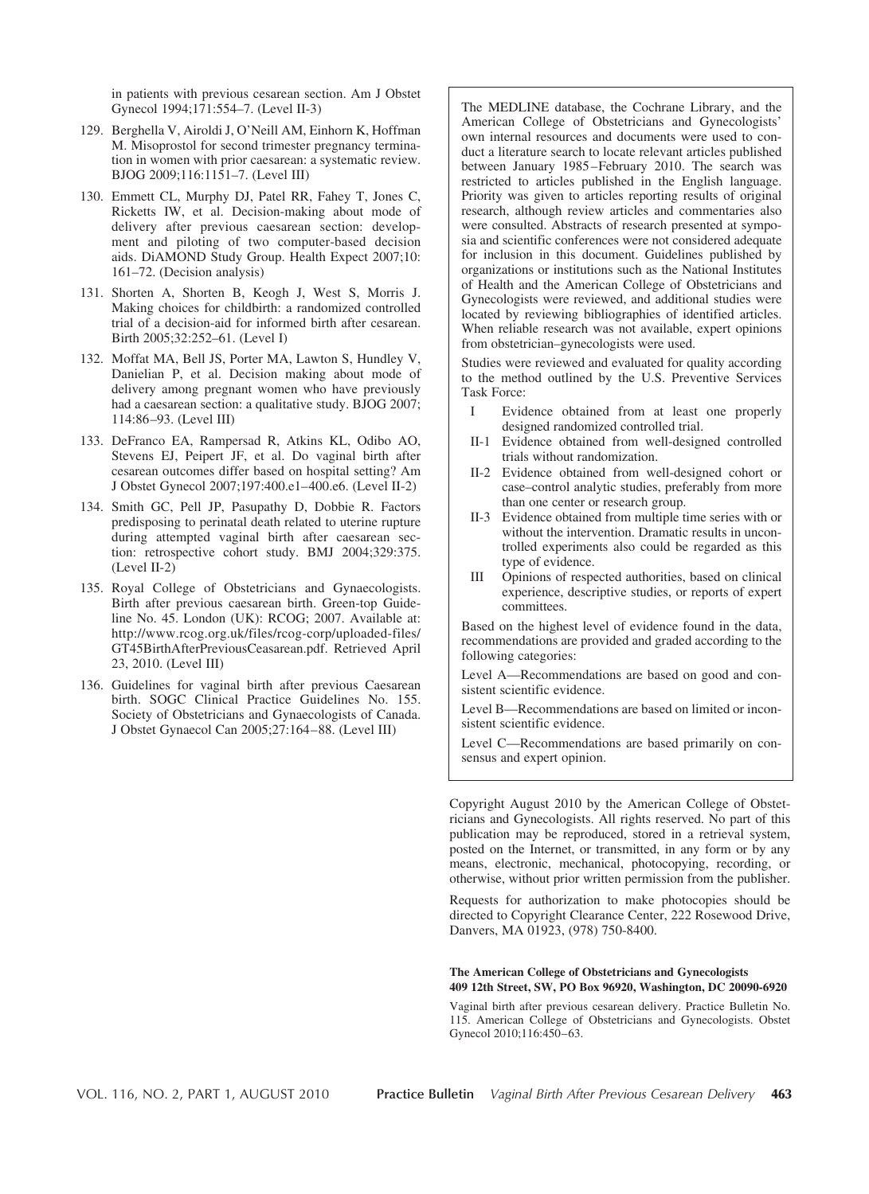in patients with previous cesarean section. Am J Obstet Gynecol 1994;171:554–7. (Level II-3)

129. Berghella V, Airoldi J, O'Neill AM, Einhorn K, Hoffman M. Misoprostol for second trimester pregnancy termination in women with prior caesarean: a systematic review. BJOG 2009;116:1151–7. (Level III)

130. Emmett CL, Murphy DJ, Patel RR, Fahey T, Jones C, Ricketts IW, et al. Decision-making about mode of delivery after previous caesarean section: development and piloting of two computer-based decision aids. DiAMOND Study Group. Health Expect 2007;10: 161–72. (Decision analysis)

131. Shorten A, Shorten B, Keogh J, West S, Morris J. Making choices for childbirth: a randomized controlled trial of a decision-aid for informed birth after cesarean. Birth 2005;32:252–61. (Level I)

132. Moffat MA, Bell JS, Porter MA, Lawton S, Hundley V, Danielian P, et al. Decision making about mode of delivery among pregnant women who have previously had a caesarean section: a qualitative study. BJOG 2007; 114:86–93. (Level III)

133. DeFranco EA, Rampersad R, Atkins KL, Odibo AO, Stevens EJ, Peipert JF, et al. Do vaginal birth after cesarean outcomes differ based on hospital setting? Am J Obstet Gynecol 2007;197:400.e1–400.e6. (Level II-2)

134. Smith GC, Pell JP, Pasupathy D, Dobbie R. Factors predisposing to perinatal death related to uterine rupture during attempted vaginal birth after caesarean section: retrospective cohort study. BMJ 2004;329:375. (Level II-2)

135. Royal College of Obstetricians and Gynaecologists. Birth after previous caesarean birth. Green-top Guideline No. 45. London (UK): RCOG; 2007. Available at: http://www.rcog.org.uk/files/rcog-corp/uploaded-files/GT45BirthAfterPreviousCeasarean.pdf. Retrieved April 23, 2010. (Level III)

136. Guidelines for vaginal birth after previous Caesarean birth. SOGC Clinical Practice Guidelines No. 155. Society of Obstetricians and Gynaecologists of Canada. J Obstet Gynaecol Can 2005;27:164–88. (Level III)

The MEDLINE database, the Cochrane Library, and the American College of Obstetricians and Gynecologists' own internal resources and documents were used to conduct a literature search to locate relevant articles published between January 1985–February 2010. The search was restricted to articles published in the English language. Priority was given to articles reporting results of original research, although review articles and commentaries also were consulted. Abstracts of research presented at symposia and scientific conferences were not considered adequate for inclusion in this document. Guidelines published by organizations or institutions such as the National Institutes of Health and the American College of Obstetricians and Gynecologists were reviewed, and additional studies were located by reviewing bibliographies of identified articles. When reliable research was not available, expert opinions from obstetrician–gynecologists were used.

Studies were reviewed and evaluated for quality according to the method outlined by the U.S. Preventive Services Task Force:

- I Evidence obtained from at least one properly designed randomized controlled trial.
- II-1 Evidence obtained from well-designed controlled trials without randomization.
- II-2 Evidence obtained from well-designed cohort or case–control analytic studies, preferably from more than one center or research group.
- II-3 Evidence obtained from multiple time series with or without the intervention. Dramatic results in uncontrolled experiments also could be regarded as this type of evidence.
- III Opinions of respected authorities, based on clinical experience, descriptive studies, or reports of expert committees.

Based on the highest level of evidence found in the data, recommendations are provided and graded according to the following categories:

Level A—Recommendations are based on good and consistent scientific evidence.

Level B—Recommendations are based on limited or inconsistent scientific evidence.

Level C—Recommendations are based primarily on consensus and expert opinion.

Copyright August 2010 by the American College of Obstetricians and Gynecologists. All rights reserved. No part of this publication may be reproduced, stored in a retrieval system, posted on the Internet, or transmitted, in any form or by any means, electronic, mechanical, photocopying, recording, or otherwise, without prior written permission from the publisher.

Requests for authorization to make photocopies should be directed to Copyright Clearance Center, 222 Rosewood Drive, Danvers, MA 01923, (978) 750-8400.

**The American College of Obstetricians and Gynecologists**
**409 12th Street, SW, PO Box 96920, Washington, DC 20090-6920**

Vaginal birth after previous cesarean delivery. Practice Bulletin No. 115. American College of Obstetricians and Gynecologists. Obstet Gynecol 2010;116:450–63.